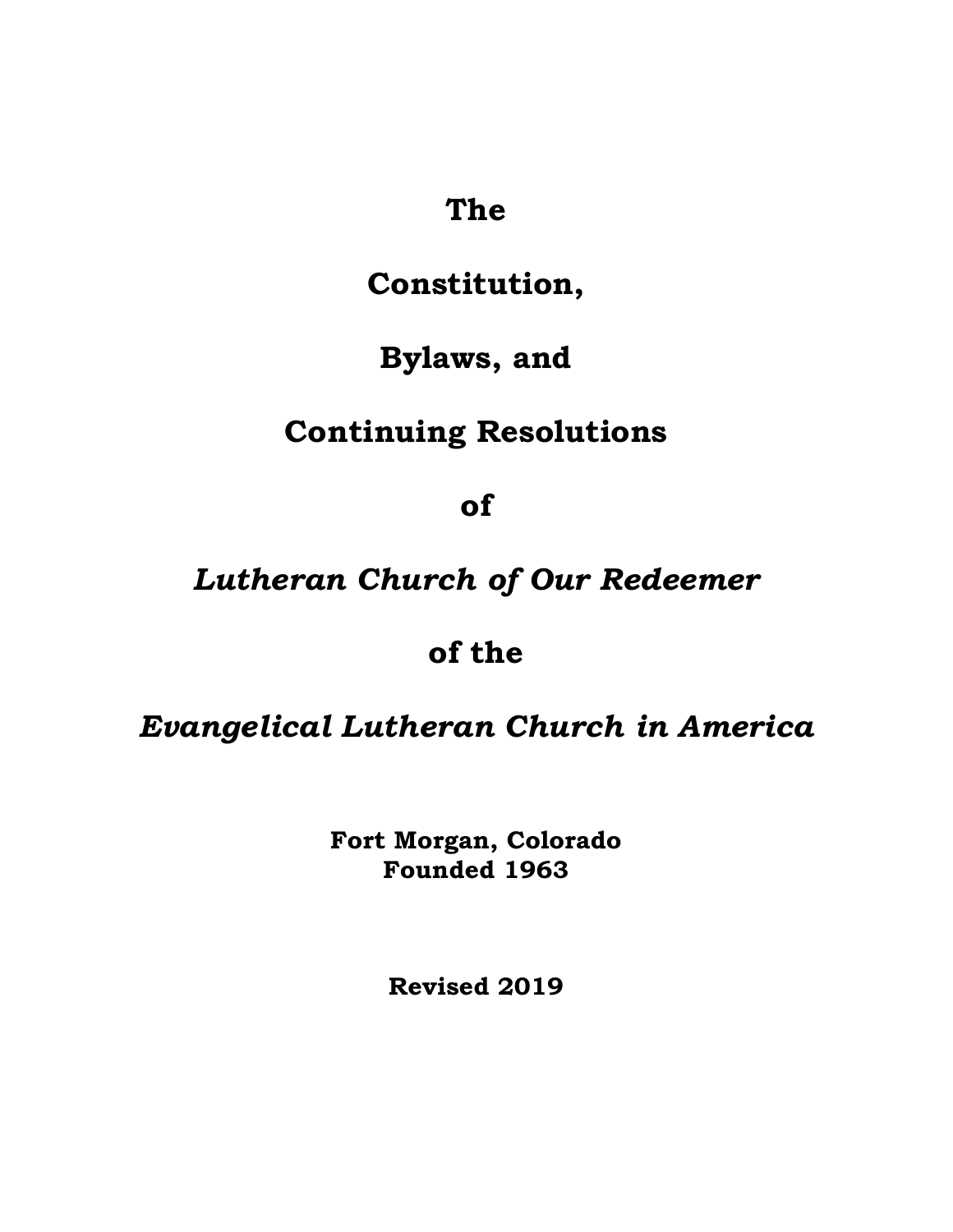# The

# Constitution,

# Bylaws, and

# Continuing Resolutions

# of

# *Lutheran Church of Our Redeemer*

# of the

# *Evangelical Lutheran Church in America*

**Fort Morgan, Colorado**
**Founded 1963**

**Revised 2019**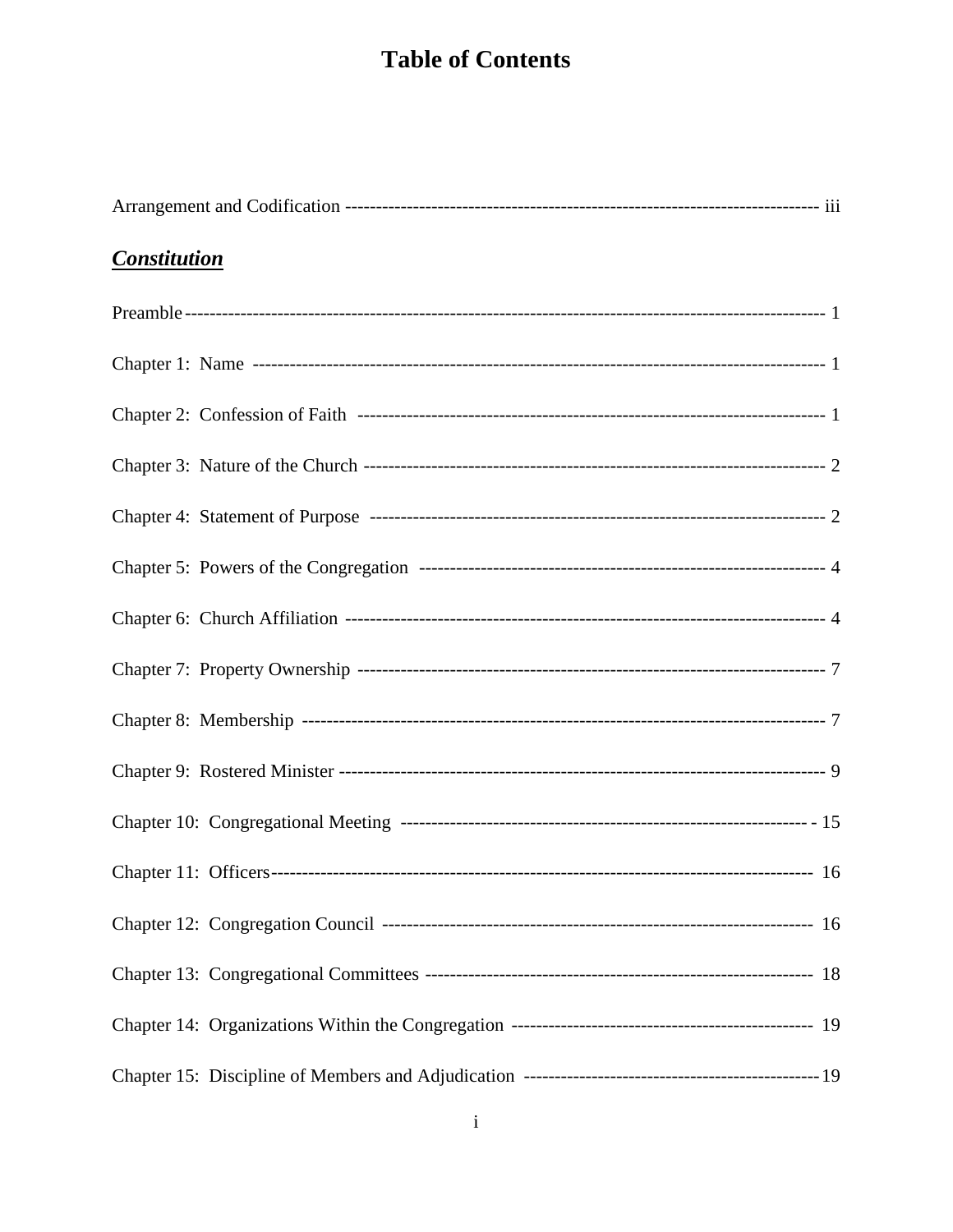# Table of Contents

Arrangement and Codification ---------------------------------------------------------------------------- iii

***Constitution***

Preamble ---------------------------------------------------------------------------------------------------- 1

Chapter 1: Name ------------------------------------------------------------------------------------------ 1

Chapter 2: Confession of Faith ------------------------------------------------------------------------- 1

Chapter 3: Nature of the Church ------------------------------------------------------------------------ 2

Chapter 4: Statement of Purpose ----------------------------------------------------------------------- 2

Chapter 5: Powers of the Congregation ---------------------------------------------------------------- 4

Chapter 6: Church Affiliation -------------------------------------------------------------------------- 4

Chapter 7: Property Ownership ------------------------------------------------------------------------ 7

Chapter 8: Membership --------------------------------------------------------------------------------- 7

Chapter 9: Rostered Minister -------------------------------------------------------------------------- 9

Chapter 10: Congregational Meeting ------------------------------------------------------------------ 15

Chapter 11: Officers ------------------------------------------------------------------------------------ 16

Chapter 12: Congregation Council --------------------------------------------------------------------- 16

Chapter 13: Congregational Committees ---------------------------------------------------------------- 18

Chapter 14: Organizations Within the Congregation ---------------------------------------------------- 19

Chapter 15: Discipline of Members and Adjudication --------------------------------------------------- 19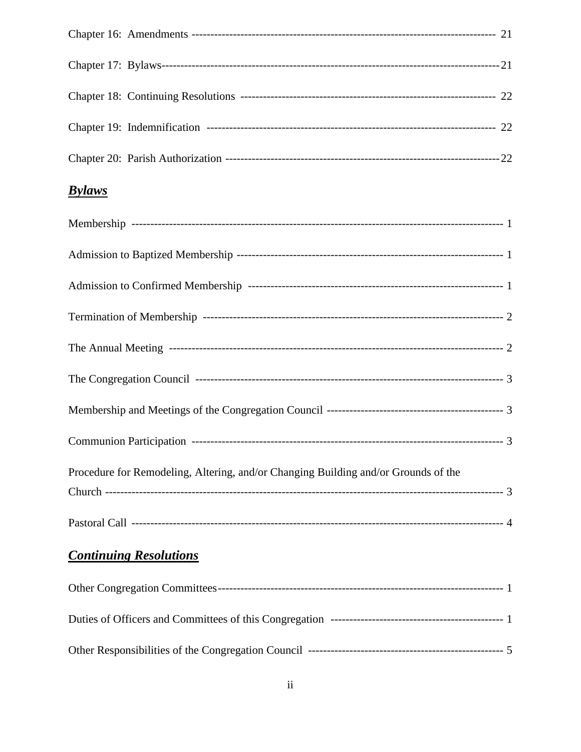Chapter 16: Amendments ------------------------------------------------------------------------------ 21

Chapter 17: Bylaws------------------------------------------------------------------------------------------21

Chapter 18: Continuing Resolutions ------------------------------------------------------------------ 22

Chapter 19: Indemnification ------------------------------------------------------------------------- 22

Chapter 20: Parish Authorization -----------------------------------------------------------------------22

## ***Bylaws***

Membership ------------------------------------------------------------------------------------------------ 1

Admission to Baptized Membership ---------------------------------------------------------------------- 1

Admission to Confirmed Membership ------------------------------------------------------------------ 1

Termination of Membership ------------------------------------------------------------------------------ 2

The Annual Meeting ---------------------------------------------------------------------------------------- 2

The Congregation Council -------------------------------------------------------------------------------- 3

Membership and Meetings of the Congregation Council ---------------------------------------------- 3

Communion Participation --------------------------------------------------------------------------------- 3

Procedure for Remodeling, Altering, and/or Changing Building and/or Grounds of the Church ----------------------------------------------------------------------------------------------------- 3

Pastoral Call ------------------------------------------------------------------------------------------------ 4

## ***Continuing Resolutions***

Other Congregation Committees------------------------------------------------------------------------ 1

Duties of Officers and Committees of this Congregation ---------------------------------------------- 1

Other Responsibilities of the Congregation Council -------------------------------------------------- 5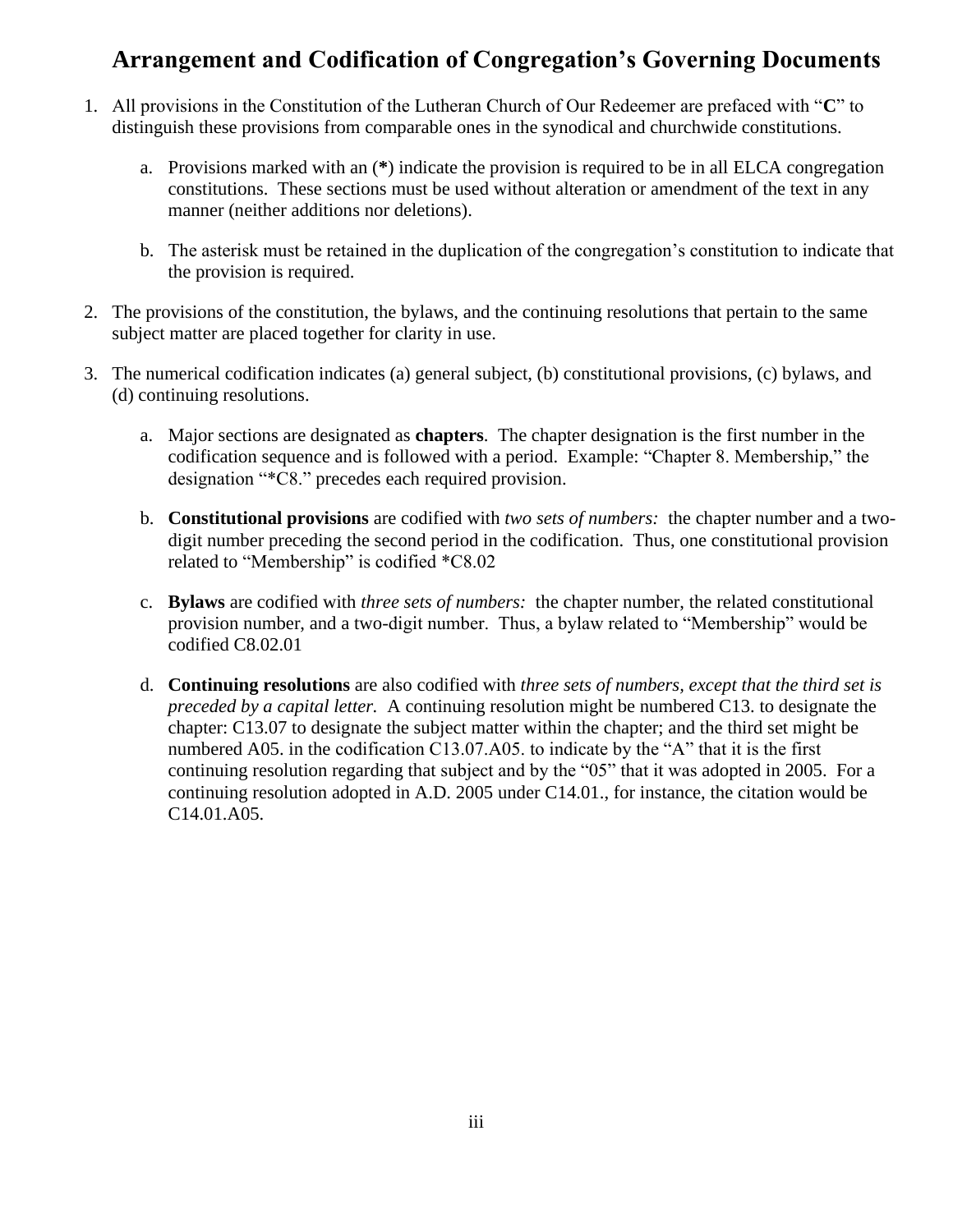# Arrangement and Codification of Congregation's Governing Documents

1. All provisions in the Constitution of the Lutheran Church of Our Redeemer are prefaced with "**C**" to distinguish these provisions from comparable ones in the synodical and churchwide constitutions.

    a. Provisions marked with an (**\***) indicate the provision is required to be in all ELCA congregation constitutions. These sections must be used without alteration or amendment of the text in any manner (neither additions nor deletions).

    b. The asterisk must be retained in the duplication of the congregation's constitution to indicate that the provision is required.

2. The provisions of the constitution, the bylaws, and the continuing resolutions that pertain to the same subject matter are placed together for clarity in use.

3. The numerical codification indicates (a) general subject, (b) constitutional provisions, (c) bylaws, and (d) continuing resolutions.

    a. Major sections are designated as **chapters**. The chapter designation is the first number in the codification sequence and is followed with a period. Example: "Chapter 8. Membership," the designation "*C8." precedes each required provision.

    b. **Constitutional provisions** are codified with *two sets of numbers:* the chapter number and a two-digit number preceding the second period in the codification. Thus, one constitutional provision related to "Membership" is codified *C8.02

    c. **Bylaws** are codified with *three sets of numbers:* the chapter number, the related constitutional provision number, and a two-digit number. Thus, a bylaw related to "Membership" would be codified C8.02.01

    d. **Continuing resolutions** are also codified with *three sets of numbers, except that the third set is preceded by a capital letter.* A continuing resolution might be numbered C13. to designate the chapter: C13.07 to designate the subject matter within the chapter; and the third set might be numbered A05. in the codification C13.07.A05. to indicate by the "A" that it is the first continuing resolution regarding that subject and by the "05" that it was adopted in 2005. For a continuing resolution adopted in A.D. 2005 under C14.01., for instance, the citation would be C14.01.A05.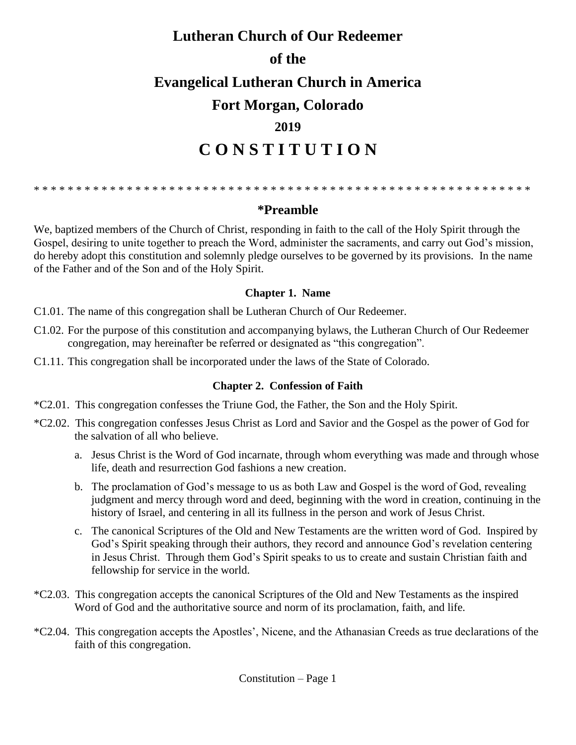# Lutheran Church of Our Redeemer

# of the

# Evangelical Lutheran Church in America

# Fort Morgan, Colorado

# 2019

# C O N S T I T U T I O N

* * * * * * * * * * * * * * * * * * * * * * * * * * * * * * * * * * * * * * * * * * * * * * * * * * * * * * * * * * * *

## *Preamble

We, baptized members of the Church of Christ, responding in faith to the call of the Holy Spirit through the Gospel, desiring to unite together to preach the Word, administer the sacraments, and carry out God's mission, do hereby adopt this constitution and solemnly pledge ourselves to be governed by its provisions. In the name of the Father and of the Son and of the Holy Spirit.

### Chapter 1. Name

C1.01. The name of this congregation shall be Lutheran Church of Our Redeemer.

C1.02. For the purpose of this constitution and accompanying bylaws, the Lutheran Church of Our Redeemer congregation, may hereinafter be referred or designated as "this congregation".

C1.11. This congregation shall be incorporated under the laws of the State of Colorado.

### Chapter 2. Confession of Faith

*C2.01. This congregation confesses the Triune God, the Father, the Son and the Holy Spirit.

*C2.02. This congregation confesses Jesus Christ as Lord and Savior and the Gospel as the power of God for the salvation of all who believe.

a. Jesus Christ is the Word of God incarnate, through whom everything was made and through whose life, death and resurrection God fashions a new creation.

b. The proclamation of God's message to us as both Law and Gospel is the word of God, revealing judgment and mercy through word and deed, beginning with the word in creation, continuing in the history of Israel, and centering in all its fullness in the person and work of Jesus Christ.

c. The canonical Scriptures of the Old and New Testaments are the written word of God. Inspired by God's Spirit speaking through their authors, they record and announce God's revelation centering in Jesus Christ. Through them God's Spirit speaks to us to create and sustain Christian faith and fellowship for service in the world.

*C2.03. This congregation accepts the canonical Scriptures of the Old and New Testaments as the inspired Word of God and the authoritative source and norm of its proclamation, faith, and life.

*C2.04. This congregation accepts the Apostles', Nicene, and the Athanasian Creeds as true declarations of the faith of this congregation.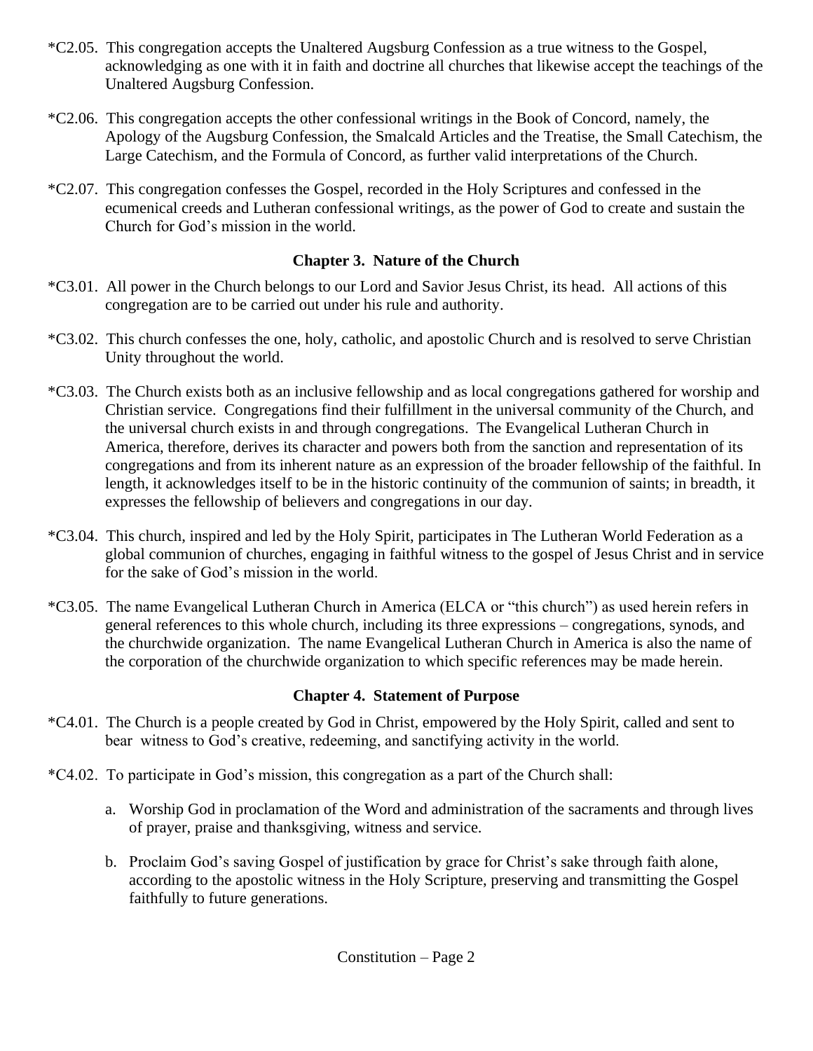*C2.05. This congregation accepts the Unaltered Augsburg Confession as a true witness to the Gospel, acknowledging as one with it in faith and doctrine all churches that likewise accept the teachings of the Unaltered Augsburg Confession.

*C2.06. This congregation accepts the other confessional writings in the Book of Concord, namely, the Apology of the Augsburg Confession, the Smalcald Articles and the Treatise, the Small Catechism, the Large Catechism, and the Formula of Concord, as further valid interpretations of the Church.

*C2.07. This congregation confesses the Gospel, recorded in the Holy Scriptures and confessed in the ecumenical creeds and Lutheran confessional writings, as the power of God to create and sustain the Church for God's mission in the world.

## Chapter 3. Nature of the Church

*C3.01. All power in the Church belongs to our Lord and Savior Jesus Christ, its head. All actions of this congregation are to be carried out under his rule and authority.

*C3.02. This church confesses the one, holy, catholic, and apostolic Church and is resolved to serve Christian Unity throughout the world.

*C3.03. The Church exists both as an inclusive fellowship and as local congregations gathered for worship and Christian service. Congregations find their fulfillment in the universal community of the Church, and the universal church exists in and through congregations. The Evangelical Lutheran Church in America, therefore, derives its character and powers both from the sanction and representation of its congregations and from its inherent nature as an expression of the broader fellowship of the faithful. In length, it acknowledges itself to be in the historic continuity of the communion of saints; in breadth, it expresses the fellowship of believers and congregations in our day.

*C3.04. This church, inspired and led by the Holy Spirit, participates in The Lutheran World Federation as a global communion of churches, engaging in faithful witness to the gospel of Jesus Christ and in service for the sake of God's mission in the world.

*C3.05. The name Evangelical Lutheran Church in America (ELCA or "this church") as used herein refers in general references to this whole church, including its three expressions – congregations, synods, and the churchwide organization. The name Evangelical Lutheran Church in America is also the name of the corporation of the churchwide organization to which specific references may be made herein.

## Chapter 4. Statement of Purpose

*C4.01. The Church is a people created by God in Christ, empowered by the Holy Spirit, called and sent to bear witness to God's creative, redeeming, and sanctifying activity in the world.

*C4.02. To participate in God's mission, this congregation as a part of the Church shall:

a. Worship God in proclamation of the Word and administration of the sacraments and through lives of prayer, praise and thanksgiving, witness and service.

b. Proclaim God's saving Gospel of justification by grace for Christ's sake through faith alone, according to the apostolic witness in the Holy Scripture, preserving and transmitting the Gospel faithfully to future generations.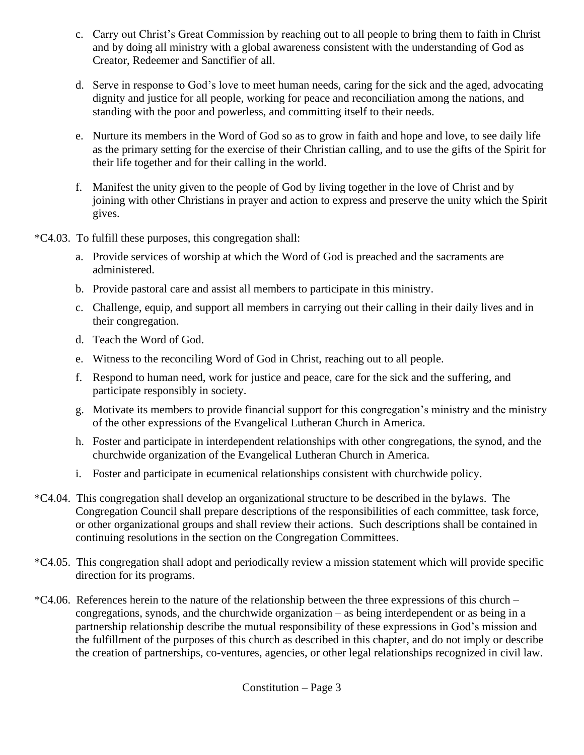c. Carry out Christ's Great Commission by reaching out to all people to bring them to faith in Christ and by doing all ministry with a global awareness consistent with the understanding of God as Creator, Redeemer and Sanctifier of all.

d. Serve in response to God's love to meet human needs, caring for the sick and the aged, advocating dignity and justice for all people, working for peace and reconciliation among the nations, and standing with the poor and powerless, and committing itself to their needs.

e. Nurture its members in the Word of God so as to grow in faith and hope and love, to see daily life as the primary setting for the exercise of their Christian calling, and to use the gifts of the Spirit for their life together and for their calling in the world.

f. Manifest the unity given to the people of God by living together in the love of Christ and by joining with other Christians in prayer and action to express and preserve the unity which the Spirit gives.

*C4.03. To fulfill these purposes, this congregation shall:

a. Provide services of worship at which the Word of God is preached and the sacraments are administered.

b. Provide pastoral care and assist all members to participate in this ministry.

c. Challenge, equip, and support all members in carrying out their calling in their daily lives and in their congregation.

d. Teach the Word of God.

e. Witness to the reconciling Word of God in Christ, reaching out to all people.

f. Respond to human need, work for justice and peace, care for the sick and the suffering, and participate responsibly in society.

g. Motivate its members to provide financial support for this congregation's ministry and the ministry of the other expressions of the Evangelical Lutheran Church in America.

h. Foster and participate in interdependent relationships with other congregations, the synod, and the churchwide organization of the Evangelical Lutheran Church in America.

i. Foster and participate in ecumenical relationships consistent with churchwide policy.

*C4.04. This congregation shall develop an organizational structure to be described in the bylaws. The Congregation Council shall prepare descriptions of the responsibilities of each committee, task force, or other organizational groups and shall review their actions. Such descriptions shall be contained in continuing resolutions in the section on the Congregation Committees.

*C4.05. This congregation shall adopt and periodically review a mission statement which will provide specific direction for its programs.

*C4.06. References herein to the nature of the relationship between the three expressions of this church – congregations, synods, and the churchwide organization – as being interdependent or as being in a partnership relationship describe the mutual responsibility of these expressions in God's mission and the fulfillment of the purposes of this church as described in this chapter, and do not imply or describe the creation of partnerships, co-ventures, agencies, or other legal relationships recognized in civil law.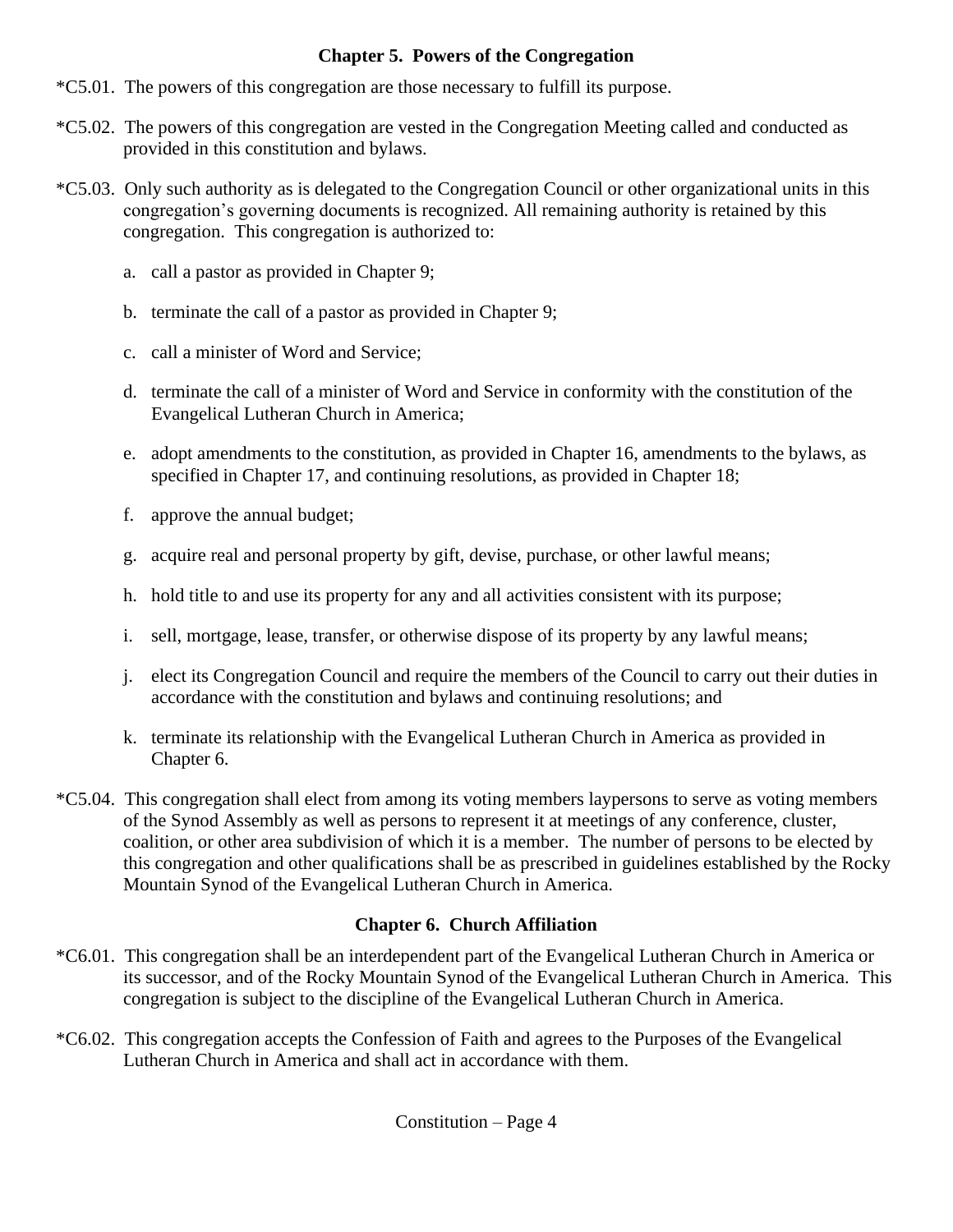## Chapter 5. Powers of the Congregation

*C5.01. The powers of this congregation are those necessary to fulfill its purpose.

*C5.02. The powers of this congregation are vested in the Congregation Meeting called and conducted as provided in this constitution and bylaws.

*C5.03. Only such authority as is delegated to the Congregation Council or other organizational units in this congregation's governing documents is recognized. All remaining authority is retained by this congregation. This congregation is authorized to:

a. call a pastor as provided in Chapter 9;

b. terminate the call of a pastor as provided in Chapter 9;

c. call a minister of Word and Service;

d. terminate the call of a minister of Word and Service in conformity with the constitution of the Evangelical Lutheran Church in America;

e. adopt amendments to the constitution, as provided in Chapter 16, amendments to the bylaws, as specified in Chapter 17, and continuing resolutions, as provided in Chapter 18;

f. approve the annual budget;

g. acquire real and personal property by gift, devise, purchase, or other lawful means;

h. hold title to and use its property for any and all activities consistent with its purpose;

i. sell, mortgage, lease, transfer, or otherwise dispose of its property by any lawful means;

j. elect its Congregation Council and require the members of the Council to carry out their duties in accordance with the constitution and bylaws and continuing resolutions; and

k. terminate its relationship with the Evangelical Lutheran Church in America as provided in Chapter 6.

*C5.04. This congregation shall elect from among its voting members laypersons to serve as voting members of the Synod Assembly as well as persons to represent it at meetings of any conference, cluster, coalition, or other area subdivision of which it is a member. The number of persons to be elected by this congregation and other qualifications shall be as prescribed in guidelines established by the Rocky Mountain Synod of the Evangelical Lutheran Church in America.

## Chapter 6. Church Affiliation

*C6.01. This congregation shall be an interdependent part of the Evangelical Lutheran Church in America or its successor, and of the Rocky Mountain Synod of the Evangelical Lutheran Church in America. This congregation is subject to the discipline of the Evangelical Lutheran Church in America.

*C6.02. This congregation accepts the Confession of Faith and agrees to the Purposes of the Evangelical Lutheran Church in America and shall act in accordance with them.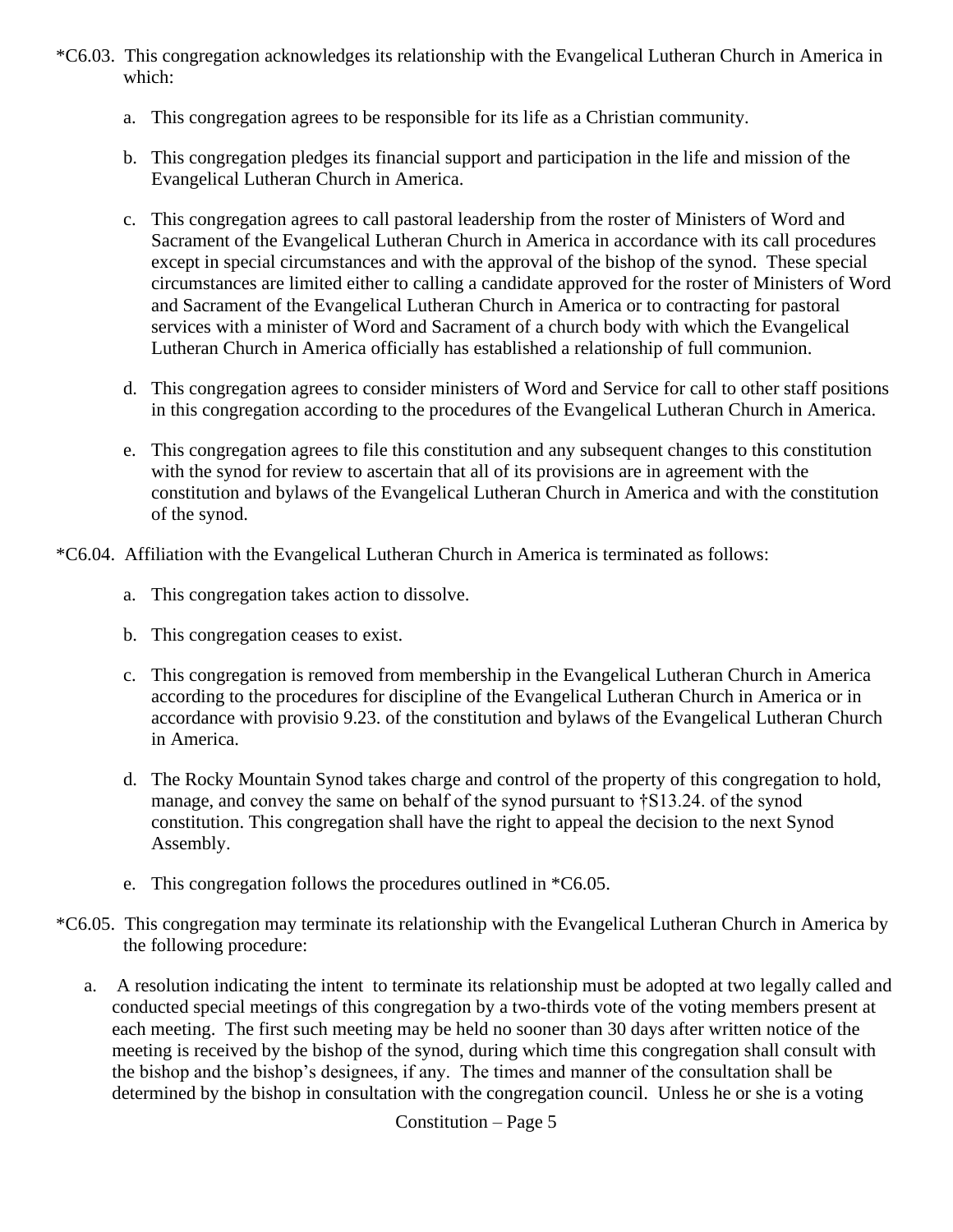*C6.03. This congregation acknowledges its relationship with the Evangelical Lutheran Church in America in which:

a. This congregation agrees to be responsible for its life as a Christian community.

b. This congregation pledges its financial support and participation in the life and mission of the Evangelical Lutheran Church in America.

c. This congregation agrees to call pastoral leadership from the roster of Ministers of Word and Sacrament of the Evangelical Lutheran Church in America in accordance with its call procedures except in special circumstances and with the approval of the bishop of the synod. These special circumstances are limited either to calling a candidate approved for the roster of Ministers of Word and Sacrament of the Evangelical Lutheran Church in America or to contracting for pastoral services with a minister of Word and Sacrament of a church body with which the Evangelical Lutheran Church in America officially has established a relationship of full communion.

d. This congregation agrees to consider ministers of Word and Service for call to other staff positions in this congregation according to the procedures of the Evangelical Lutheran Church in America.

e. This congregation agrees to file this constitution and any subsequent changes to this constitution with the synod for review to ascertain that all of its provisions are in agreement with the constitution and bylaws of the Evangelical Lutheran Church in America and with the constitution of the synod.

*C6.04. Affiliation with the Evangelical Lutheran Church in America is terminated as follows:

a. This congregation takes action to dissolve.

b. This congregation ceases to exist.

c. This congregation is removed from membership in the Evangelical Lutheran Church in America according to the procedures for discipline of the Evangelical Lutheran Church in America or in accordance with provisio 9.23. of the constitution and bylaws of the Evangelical Lutheran Church in America.

d. The Rocky Mountain Synod takes charge and control of the property of this congregation to hold, manage, and convey the same on behalf of the synod pursuant to †S13.24. of the synod constitution. This congregation shall have the right to appeal the decision to the next Synod Assembly.

e. This congregation follows the procedures outlined in *C6.05.

*C6.05. This congregation may terminate its relationship with the Evangelical Lutheran Church in America by the following procedure:

a. A resolution indicating the intent to terminate its relationship must be adopted at two legally called and conducted special meetings of this congregation by a two-thirds vote of the voting members present at each meeting. The first such meeting may be held no sooner than 30 days after written notice of the meeting is received by the bishop of the synod, during which time this congregation shall consult with the bishop and the bishop's designees, if any. The times and manner of the consultation shall be determined by the bishop in consultation with the congregation council. Unless he or she is a voting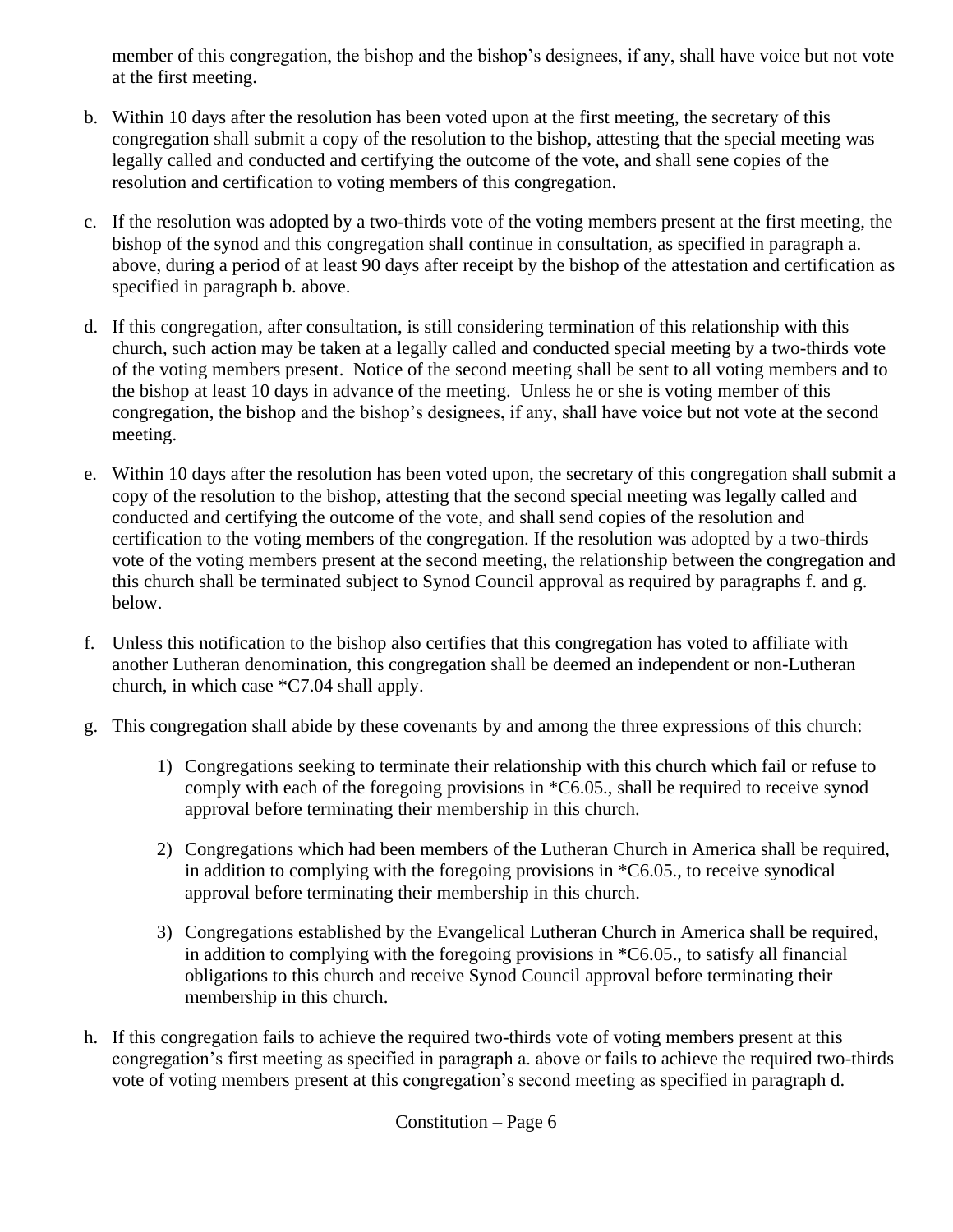member of this congregation, the bishop and the bishop's designees, if any, shall have voice but not vote at the first meeting.

b. Within 10 days after the resolution has been voted upon at the first meeting, the secretary of this congregation shall submit a copy of the resolution to the bishop, attesting that the special meeting was legally called and conducted and certifying the outcome of the vote, and shall sene copies of the resolution and certification to voting members of this congregation.

c. If the resolution was adopted by a two-thirds vote of the voting members present at the first meeting, the bishop of the synod and this congregation shall continue in consultation, as specified in paragraph a. above, during a period of at least 90 days after receipt by the bishop of the attestation and certification as specified in paragraph b. above.

d. If this congregation, after consultation, is still considering termination of this relationship with this church, such action may be taken at a legally called and conducted special meeting by a two-thirds vote of the voting members present. Notice of the second meeting shall be sent to all voting members and to the bishop at least 10 days in advance of the meeting. Unless he or she is voting member of this congregation, the bishop and the bishop's designees, if any, shall have voice but not vote at the second meeting.

e. Within 10 days after the resolution has been voted upon, the secretary of this congregation shall submit a copy of the resolution to the bishop, attesting that the second special meeting was legally called and conducted and certifying the outcome of the vote, and shall send copies of the resolution and certification to the voting members of the congregation. If the resolution was adopted by a two-thirds vote of the voting members present at the second meeting, the relationship between the congregation and this church shall be terminated subject to Synod Council approval as required by paragraphs f. and g. below.

f. Unless this notification to the bishop also certifies that this congregation has voted to affiliate with another Lutheran denomination, this congregation shall be deemed an independent or non-Lutheran church, in which case *C7.04 shall apply.

g. This congregation shall abide by these covenants by and among the three expressions of this church:

    1) Congregations seeking to terminate their relationship with this church which fail or refuse to comply with each of the foregoing provisions in *C6.05., shall be required to receive synod approval before terminating their membership in this church.

    2) Congregations which had been members of the Lutheran Church in America shall be required, in addition to complying with the foregoing provisions in *C6.05., to receive synodical approval before terminating their membership in this church.

    3) Congregations established by the Evangelical Lutheran Church in America shall be required, in addition to complying with the foregoing provisions in *C6.05., to satisfy all financial obligations to this church and receive Synod Council approval before terminating their membership in this church.

h. If this congregation fails to achieve the required two-thirds vote of voting members present at this congregation's first meeting as specified in paragraph a. above or fails to achieve the required two-thirds vote of voting members present at this congregation's second meeting as specified in paragraph d.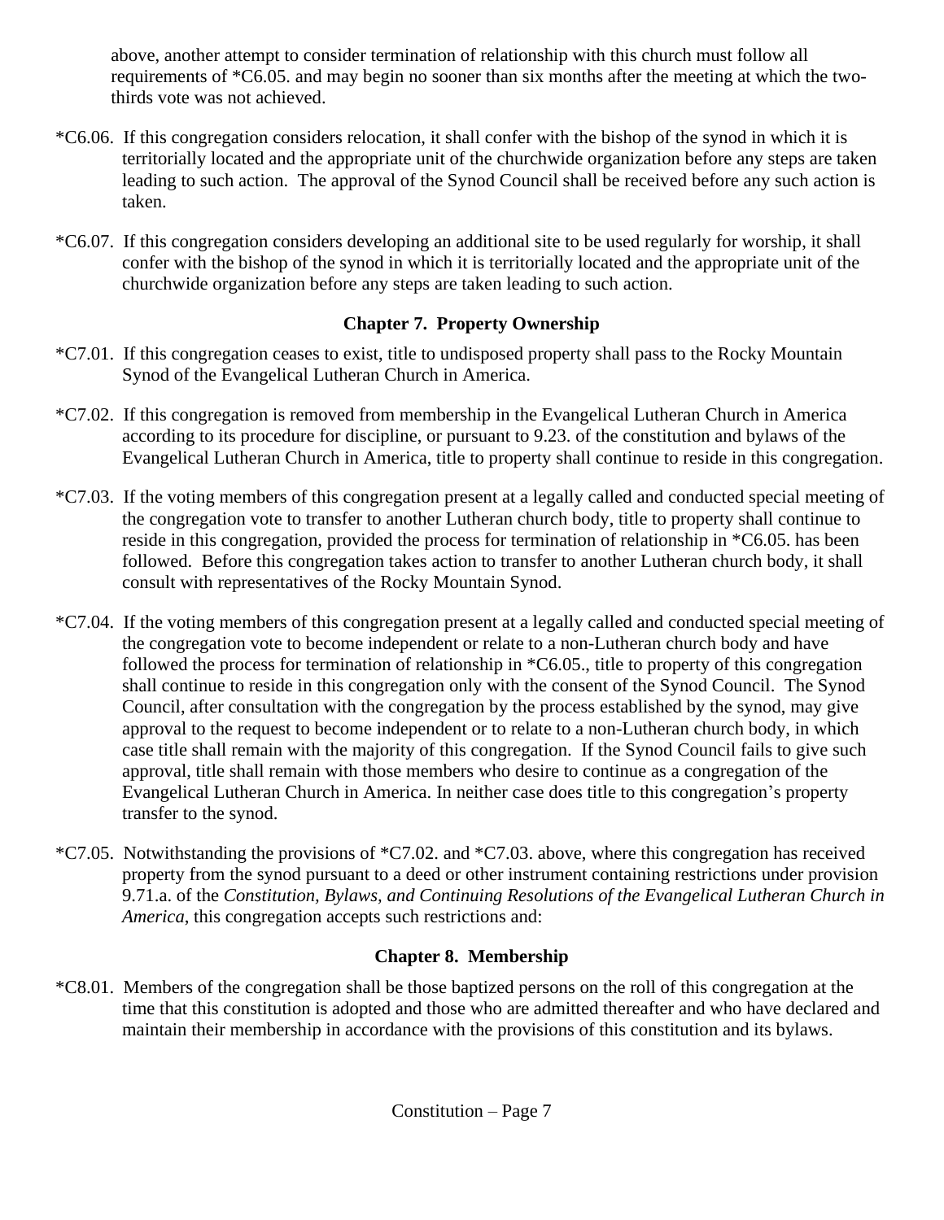above, another attempt to consider termination of relationship with this church must follow all requirements of *C6.05. and may begin no sooner than six months after the meeting at which the two-thirds vote was not achieved.

*C6.06. If this congregation considers relocation, it shall confer with the bishop of the synod in which it is territorially located and the appropriate unit of the churchwide organization before any steps are taken leading to such action. The approval of the Synod Council shall be received before any such action is taken.

*C6.07. If this congregation considers developing an additional site to be used regularly for worship, it shall confer with the bishop of the synod in which it is territorially located and the appropriate unit of the churchwide organization before any steps are taken leading to such action.

## Chapter 7. Property Ownership

*C7.01. If this congregation ceases to exist, title to undisposed property shall pass to the Rocky Mountain Synod of the Evangelical Lutheran Church in America.

*C7.02. If this congregation is removed from membership in the Evangelical Lutheran Church in America according to its procedure for discipline, or pursuant to 9.23. of the constitution and bylaws of the Evangelical Lutheran Church in America, title to property shall continue to reside in this congregation.

*C7.03. If the voting members of this congregation present at a legally called and conducted special meeting of the congregation vote to transfer to another Lutheran church body, title to property shall continue to reside in this congregation, provided the process for termination of relationship in *C6.05. has been followed. Before this congregation takes action to transfer to another Lutheran church body, it shall consult with representatives of the Rocky Mountain Synod.

*C7.04. If the voting members of this congregation present at a legally called and conducted special meeting of the congregation vote to become independent or relate to a non-Lutheran church body and have followed the process for termination of relationship in *C6.05., title to property of this congregation shall continue to reside in this congregation only with the consent of the Synod Council. The Synod Council, after consultation with the congregation by the process established by the synod, may give approval to the request to become independent or to relate to a non-Lutheran church body, in which case title shall remain with the majority of this congregation. If the Synod Council fails to give such approval, title shall remain with those members who desire to continue as a congregation of the Evangelical Lutheran Church in America. In neither case does title to this congregation's property transfer to the synod.

*C7.05. Notwithstanding the provisions of *C7.02. and *C7.03. above, where this congregation has received property from the synod pursuant to a deed or other instrument containing restrictions under provision 9.71.a. of the *Constitution, Bylaws, and Continuing Resolutions of the Evangelical Lutheran Church in America*, this congregation accepts such restrictions and:

## Chapter 8. Membership

*C8.01. Members of the congregation shall be those baptized persons on the roll of this congregation at the time that this constitution is adopted and those who are admitted thereafter and who have declared and maintain their membership in accordance with the provisions of this constitution and its bylaws.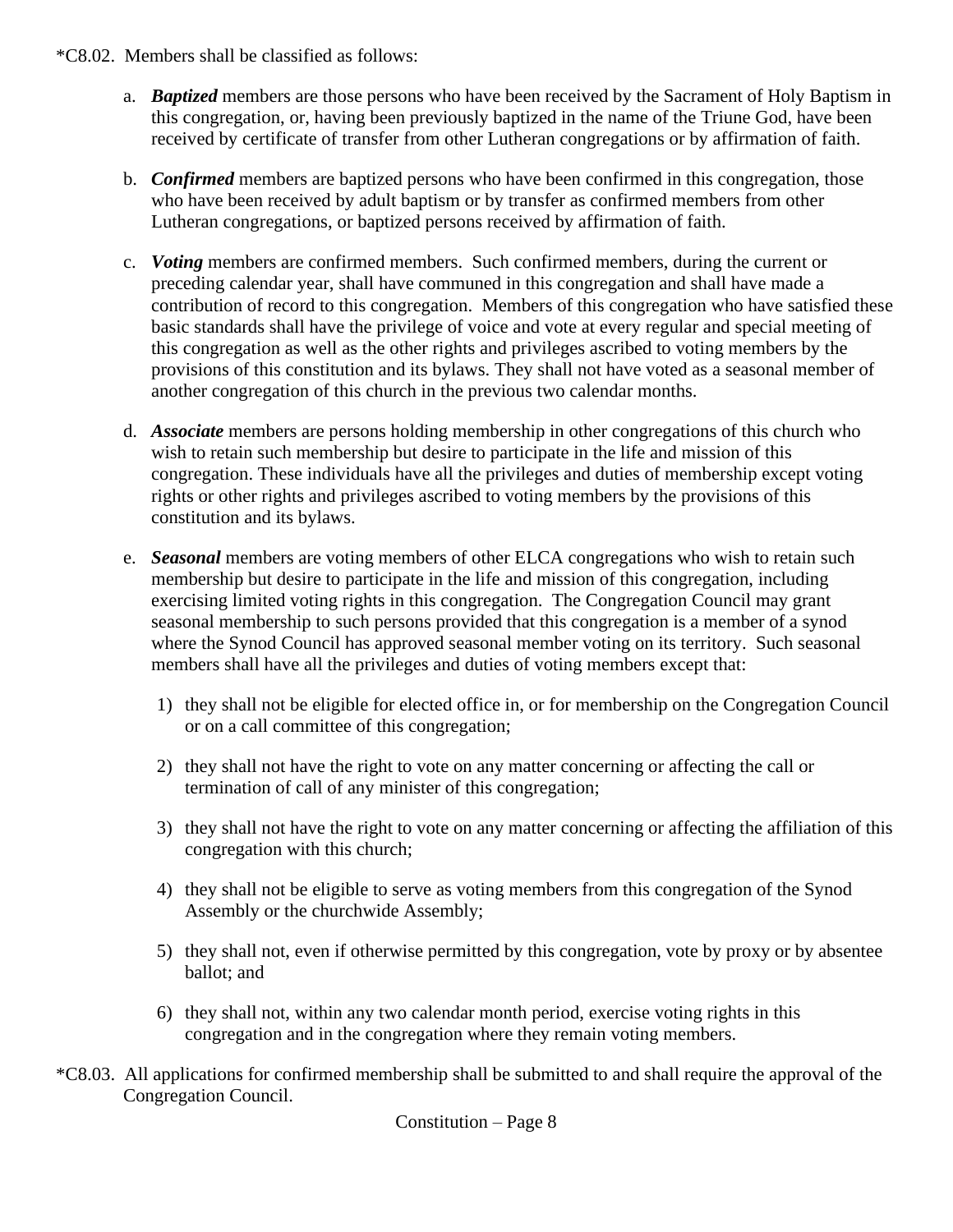*C8.02. Members shall be classified as follows:

a. ***Baptized*** members are those persons who have been received by the Sacrament of Holy Baptism in this congregation, or, having been previously baptized in the name of the Triune God, have been received by certificate of transfer from other Lutheran congregations or by affirmation of faith.

b. ***Confirmed*** members are baptized persons who have been confirmed in this congregation, those who have been received by adult baptism or by transfer as confirmed members from other Lutheran congregations, or baptized persons received by affirmation of faith.

c. ***Voting*** members are confirmed members. Such confirmed members, during the current or preceding calendar year, shall have communed in this congregation and shall have made a contribution of record to this congregation. Members of this congregation who have satisfied these basic standards shall have the privilege of voice and vote at every regular and special meeting of this congregation as well as the other rights and privileges ascribed to voting members by the provisions of this constitution and its bylaws. They shall not have voted as a seasonal member of another congregation of this church in the previous two calendar months.

d. ***Associate*** members are persons holding membership in other congregations of this church who wish to retain such membership but desire to participate in the life and mission of this congregation. These individuals have all the privileges and duties of membership except voting rights or other rights and privileges ascribed to voting members by the provisions of this constitution and its bylaws.

e. ***Seasonal*** members are voting members of other ELCA congregations who wish to retain such membership but desire to participate in the life and mission of this congregation, including exercising limited voting rights in this congregation. The Congregation Council may grant seasonal membership to such persons provided that this congregation is a member of a synod where the Synod Council has approved seasonal member voting on its territory. Such seasonal members shall have all the privileges and duties of voting members except that:

   1) they shall not be eligible for elected office in, or for membership on the Congregation Council or on a call committee of this congregation;

   2) they shall not have the right to vote on any matter concerning or affecting the call or termination of call of any minister of this congregation;

   3) they shall not have the right to vote on any matter concerning or affecting the affiliation of this congregation with this church;

   4) they shall not be eligible to serve as voting members from this congregation of the Synod Assembly or the churchwide Assembly;

   5) they shall not, even if otherwise permitted by this congregation, vote by proxy or by absentee ballot; and

   6) they shall not, within any two calendar month period, exercise voting rights in this congregation and in the congregation where they remain voting members.

*C8.03. All applications for confirmed membership shall be submitted to and shall require the approval of the Congregation Council.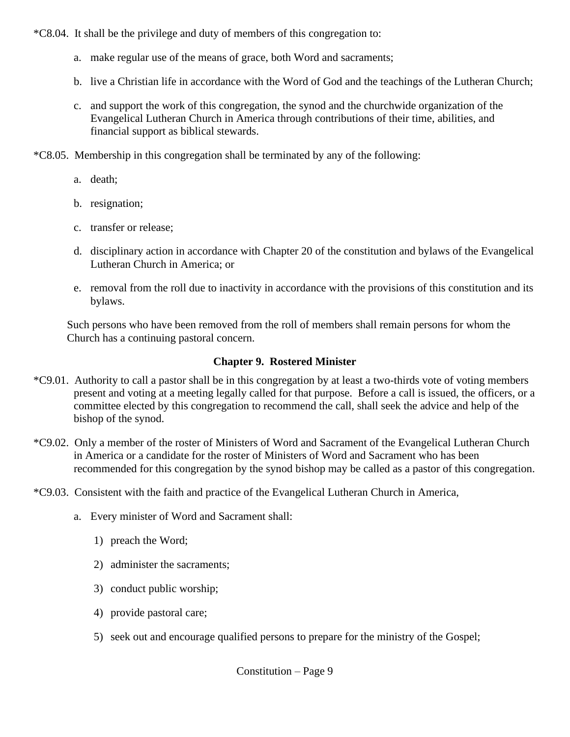*C8.04. It shall be the privilege and duty of members of this congregation to:

a. make regular use of the means of grace, both Word and sacraments;

b. live a Christian life in accordance with the Word of God and the teachings of the Lutheran Church;

c. and support the work of this congregation, the synod and the churchwide organization of the Evangelical Lutheran Church in America through contributions of their time, abilities, and financial support as biblical stewards.

*C8.05. Membership in this congregation shall be terminated by any of the following:

a. death;

b. resignation;

c. transfer or release;

d. disciplinary action in accordance with Chapter 20 of the constitution and bylaws of the Evangelical Lutheran Church in America; or

e. removal from the roll due to inactivity in accordance with the provisions of this constitution and its bylaws.

Such persons who have been removed from the roll of members shall remain persons for whom the Church has a continuing pastoral concern.

## Chapter 9. Rostered Minister

*C9.01. Authority to call a pastor shall be in this congregation by at least a two-thirds vote of voting members present and voting at a meeting legally called for that purpose. Before a call is issued, the officers, or a committee elected by this congregation to recommend the call, shall seek the advice and help of the bishop of the synod.

*C9.02. Only a member of the roster of Ministers of Word and Sacrament of the Evangelical Lutheran Church in America or a candidate for the roster of Ministers of Word and Sacrament who has been recommended for this congregation by the synod bishop may be called as a pastor of this congregation.

*C9.03. Consistent with the faith and practice of the Evangelical Lutheran Church in America,

a. Every minister of Word and Sacrament shall:

1) preach the Word;

2) administer the sacraments;

3) conduct public worship;

4) provide pastoral care;

5) seek out and encourage qualified persons to prepare for the ministry of the Gospel;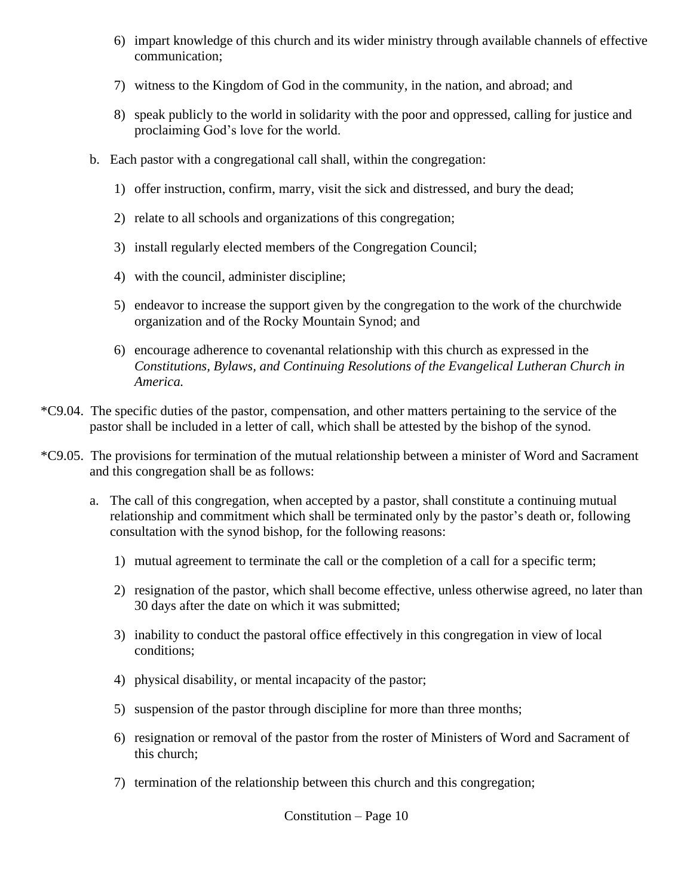6) impart knowledge of this church and its wider ministry through available channels of effective communication;

7) witness to the Kingdom of God in the community, in the nation, and abroad; and

8) speak publicly to the world in solidarity with the poor and oppressed, calling for justice and proclaiming God's love for the world.

b. Each pastor with a congregational call shall, within the congregation:

1) offer instruction, confirm, marry, visit the sick and distressed, and bury the dead;

2) relate to all schools and organizations of this congregation;

3) install regularly elected members of the Congregation Council;

4) with the council, administer discipline;

5) endeavor to increase the support given by the congregation to the work of the churchwide organization and of the Rocky Mountain Synod; and

6) encourage adherence to covenantal relationship with this church as expressed in the *Constitutions, Bylaws, and Continuing Resolutions of the Evangelical Lutheran Church in America.*

*C9.04. The specific duties of the pastor, compensation, and other matters pertaining to the service of the pastor shall be included in a letter of call, which shall be attested by the bishop of the synod.

*C9.05. The provisions for termination of the mutual relationship between a minister of Word and Sacrament and this congregation shall be as follows:

a. The call of this congregation, when accepted by a pastor, shall constitute a continuing mutual relationship and commitment which shall be terminated only by the pastor's death or, following consultation with the synod bishop, for the following reasons:

1) mutual agreement to terminate the call or the completion of a call for a specific term;

2) resignation of the pastor, which shall become effective, unless otherwise agreed, no later than 30 days after the date on which it was submitted;

3) inability to conduct the pastoral office effectively in this congregation in view of local conditions;

4) physical disability, or mental incapacity of the pastor;

5) suspension of the pastor through discipline for more than three months;

6) resignation or removal of the pastor from the roster of Ministers of Word and Sacrament of this church;

7) termination of the relationship between this church and this congregation;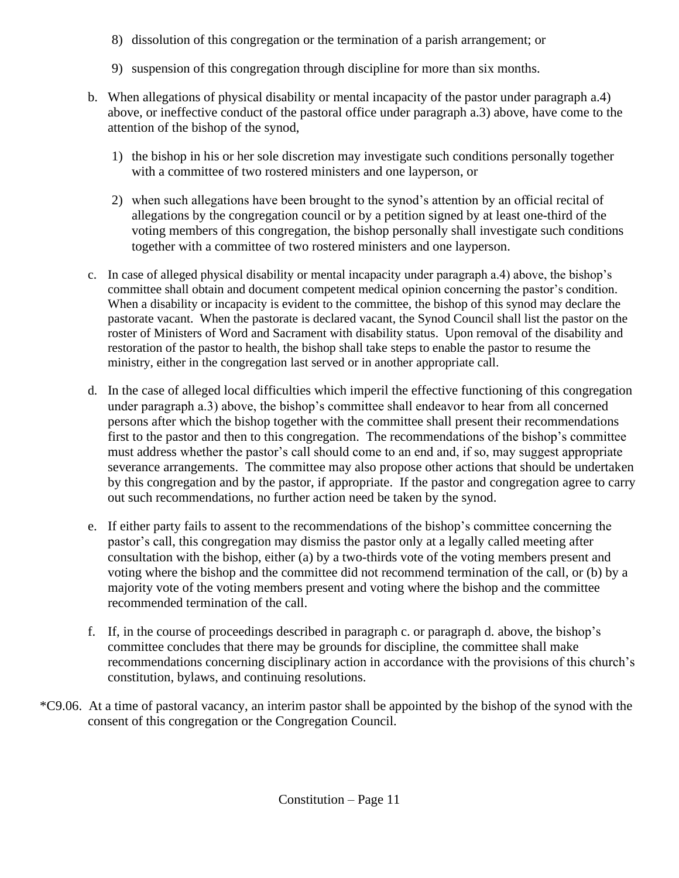8) dissolution of this congregation or the termination of a parish arrangement; or

9) suspension of this congregation through discipline for more than six months.

b. When allegations of physical disability or mental incapacity of the pastor under paragraph a.4) above, or ineffective conduct of the pastoral office under paragraph a.3) above, have come to the attention of the bishop of the synod,

   1) the bishop in his or her sole discretion may investigate such conditions personally together with a committee of two rostered ministers and one layperson, or

   2) when such allegations have been brought to the synod's attention by an official recital of allegations by the congregation council or by a petition signed by at least one-third of the voting members of this congregation, the bishop personally shall investigate such conditions together with a committee of two rostered ministers and one layperson.

c. In case of alleged physical disability or mental incapacity under paragraph a.4) above, the bishop's committee shall obtain and document competent medical opinion concerning the pastor's condition. When a disability or incapacity is evident to the committee, the bishop of this synod may declare the pastorate vacant. When the pastorate is declared vacant, the Synod Council shall list the pastor on the roster of Ministers of Word and Sacrament with disability status. Upon removal of the disability and restoration of the pastor to health, the bishop shall take steps to enable the pastor to resume the ministry, either in the congregation last served or in another appropriate call.

d. In the case of alleged local difficulties which imperil the effective functioning of this congregation under paragraph a.3) above, the bishop's committee shall endeavor to hear from all concerned persons after which the bishop together with the committee shall present their recommendations first to the pastor and then to this congregation. The recommendations of the bishop's committee must address whether the pastor's call should come to an end and, if so, may suggest appropriate severance arrangements. The committee may also propose other actions that should be undertaken by this congregation and by the pastor, if appropriate. If the pastor and congregation agree to carry out such recommendations, no further action need be taken by the synod.

e. If either party fails to assent to the recommendations of the bishop's committee concerning the pastor's call, this congregation may dismiss the pastor only at a legally called meeting after consultation with the bishop, either (a) by a two-thirds vote of the voting members present and voting where the bishop and the committee did not recommend termination of the call, or (b) by a majority vote of the voting members present and voting where the bishop and the committee recommended termination of the call.

f. If, in the course of proceedings described in paragraph c. or paragraph d. above, the bishop's committee concludes that there may be grounds for discipline, the committee shall make recommendations concerning disciplinary action in accordance with the provisions of this church's constitution, bylaws, and continuing resolutions.

*C9.06. At a time of pastoral vacancy, an interim pastor shall be appointed by the bishop of the synod with the consent of this congregation or the Congregation Council.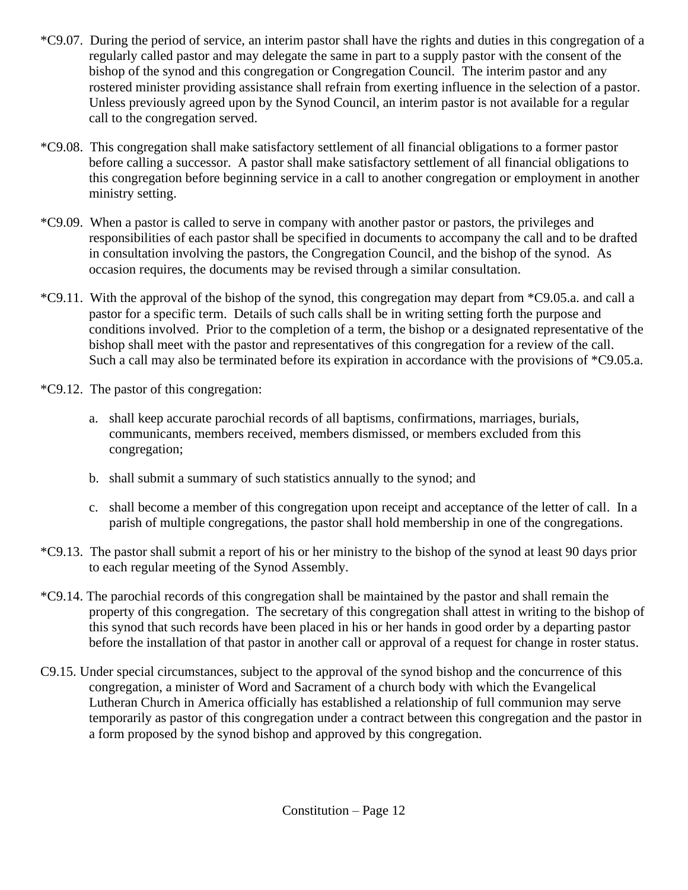*C9.07. During the period of service, an interim pastor shall have the rights and duties in this congregation of a regularly called pastor and may delegate the same in part to a supply pastor with the consent of the bishop of the synod and this congregation or Congregation Council. The interim pastor and any rostered minister providing assistance shall refrain from exerting influence in the selection of a pastor. Unless previously agreed upon by the Synod Council, an interim pastor is not available for a regular call to the congregation served.

*C9.08. This congregation shall make satisfactory settlement of all financial obligations to a former pastor before calling a successor. A pastor shall make satisfactory settlement of all financial obligations to this congregation before beginning service in a call to another congregation or employment in another ministry setting.

*C9.09. When a pastor is called to serve in company with another pastor or pastors, the privileges and responsibilities of each pastor shall be specified in documents to accompany the call and to be drafted in consultation involving the pastors, the Congregation Council, and the bishop of the synod. As occasion requires, the documents may be revised through a similar consultation.

*C9.11. With the approval of the bishop of the synod, this congregation may depart from *C9.05.a. and call a pastor for a specific term. Details of such calls shall be in writing setting forth the purpose and conditions involved. Prior to the completion of a term, the bishop or a designated representative of the bishop shall meet with the pastor and representatives of this congregation for a review of the call. Such a call may also be terminated before its expiration in accordance with the provisions of *C9.05.a.

*C9.12. The pastor of this congregation:

a. shall keep accurate parochial records of all baptisms, confirmations, marriages, burials, communicants, members received, members dismissed, or members excluded from this congregation;

b. shall submit a summary of such statistics annually to the synod; and

c. shall become a member of this congregation upon receipt and acceptance of the letter of call. In a parish of multiple congregations, the pastor shall hold membership in one of the congregations.

*C9.13. The pastor shall submit a report of his or her ministry to the bishop of the synod at least 90 days prior to each regular meeting of the Synod Assembly.

*C9.14. The parochial records of this congregation shall be maintained by the pastor and shall remain the property of this congregation. The secretary of this congregation shall attest in writing to the bishop of this synod that such records have been placed in his or her hands in good order by a departing pastor before the installation of that pastor in another call or approval of a request for change in roster status.

C9.15. Under special circumstances, subject to the approval of the synod bishop and the concurrence of this congregation, a minister of Word and Sacrament of a church body with which the Evangelical Lutheran Church in America officially has established a relationship of full communion may serve temporarily as pastor of this congregation under a contract between this congregation and the pastor in a form proposed by the synod bishop and approved by this congregation.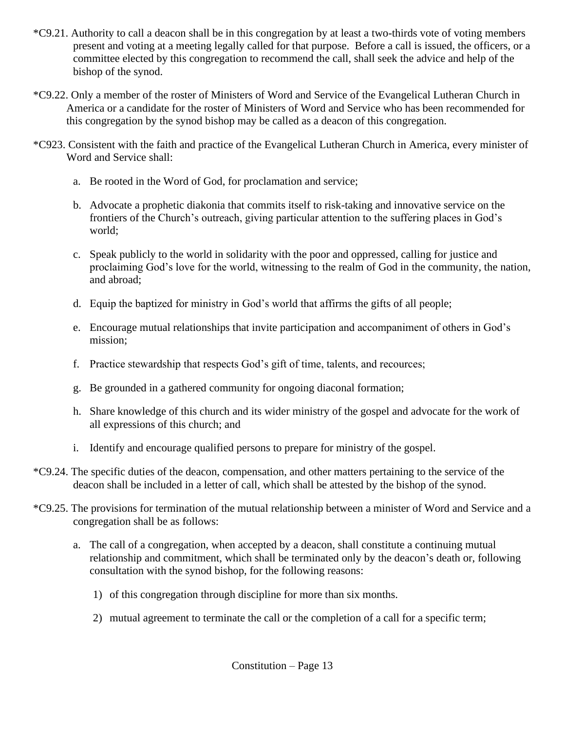*C9.21. Authority to call a deacon shall be in this congregation by at least a two-thirds vote of voting members present and voting at a meeting legally called for that purpose. Before a call is issued, the officers, or a committee elected by this congregation to recommend the call, shall seek the advice and help of the bishop of the synod.

*C9.22. Only a member of the roster of Ministers of Word and Service of the Evangelical Lutheran Church in America or a candidate for the roster of Ministers of Word and Service who has been recommended for this congregation by the synod bishop may be called as a deacon of this congregation.

*C923. Consistent with the faith and practice of the Evangelical Lutheran Church in America, every minister of Word and Service shall:

a. Be rooted in the Word of God, for proclamation and service;

b. Advocate a prophetic diakonia that commits itself to risk-taking and innovative service on the frontiers of the Church's outreach, giving particular attention to the suffering places in God's world;

c. Speak publicly to the world in solidarity with the poor and oppressed, calling for justice and proclaiming God's love for the world, witnessing to the realm of God in the community, the nation, and abroad;

d. Equip the baptized for ministry in God's world that affirms the gifts of all people;

e. Encourage mutual relationships that invite participation and accompaniment of others in God's mission;

f. Practice stewardship that respects God's gift of time, talents, and recources;

g. Be grounded in a gathered community for ongoing diaconal formation;

h. Share knowledge of this church and its wider ministry of the gospel and advocate for the work of all expressions of this church; and

i. Identify and encourage qualified persons to prepare for ministry of the gospel.

*C9.24. The specific duties of the deacon, compensation, and other matters pertaining to the service of the deacon shall be included in a letter of call, which shall be attested by the bishop of the synod.

*C9.25. The provisions for termination of the mutual relationship between a minister of Word and Service and a congregation shall be as follows:

a. The call of a congregation, when accepted by a deacon, shall constitute a continuing mutual relationship and commitment, which shall be terminated only by the deacon's death or, following consultation with the synod bishop, for the following reasons:

1) of this congregation through discipline for more than six months.

2) mutual agreement to terminate the call or the completion of a call for a specific term;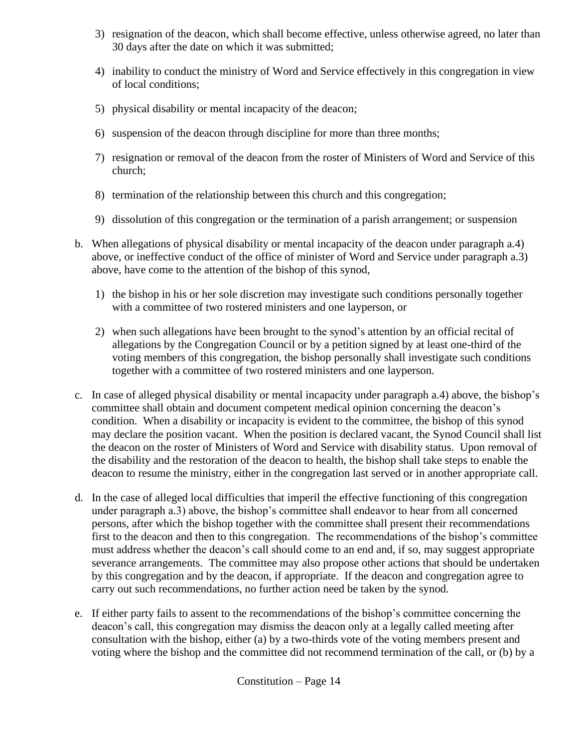3) resignation of the deacon, which shall become effective, unless otherwise agreed, no later than 30 days after the date on which it was submitted;

4) inability to conduct the ministry of Word and Service effectively in this congregation in view of local conditions;

5) physical disability or mental incapacity of the deacon;

6) suspension of the deacon through discipline for more than three months;

7) resignation or removal of the deacon from the roster of Ministers of Word and Service of this church;

8) termination of the relationship between this church and this congregation;

9) dissolution of this congregation or the termination of a parish arrangement; or suspension

b. When allegations of physical disability or mental incapacity of the deacon under paragraph a.4) above, or ineffective conduct of the office of minister of Word and Service under paragraph a.3) above, have come to the attention of the bishop of this synod,

   1) the bishop in his or her sole discretion may investigate such conditions personally together with a committee of two rostered ministers and one layperson, or

   2) when such allegations have been brought to the synod's attention by an official recital of allegations by the Congregation Council or by a petition signed by at least one-third of the voting members of this congregation, the bishop personally shall investigate such conditions together with a committee of two rostered ministers and one layperson.

c. In case of alleged physical disability or mental incapacity under paragraph a.4) above, the bishop's committee shall obtain and document competent medical opinion concerning the deacon's condition. When a disability or incapacity is evident to the committee, the bishop of this synod may declare the position vacant. When the position is declared vacant, the Synod Council shall list the deacon on the roster of Ministers of Word and Service with disability status. Upon removal of the disability and the restoration of the deacon to health, the bishop shall take steps to enable the deacon to resume the ministry, either in the congregation last served or in another appropriate call.

d. In the case of alleged local difficulties that imperil the effective functioning of this congregation under paragraph a.3) above, the bishop's committee shall endeavor to hear from all concerned persons, after which the bishop together with the committee shall present their recommendations first to the deacon and then to this congregation. The recommendations of the bishop's committee must address whether the deacon's call should come to an end and, if so, may suggest appropriate severance arrangements. The committee may also propose other actions that should be undertaken by this congregation and by the deacon, if appropriate. If the deacon and congregation agree to carry out such recommendations, no further action need be taken by the synod.

e. If either party fails to assent to the recommendations of the bishop's committee concerning the deacon's call, this congregation may dismiss the deacon only at a legally called meeting after consultation with the bishop, either (a) by a two-thirds vote of the voting members present and voting where the bishop and the committee did not recommend termination of the call, or (b) by a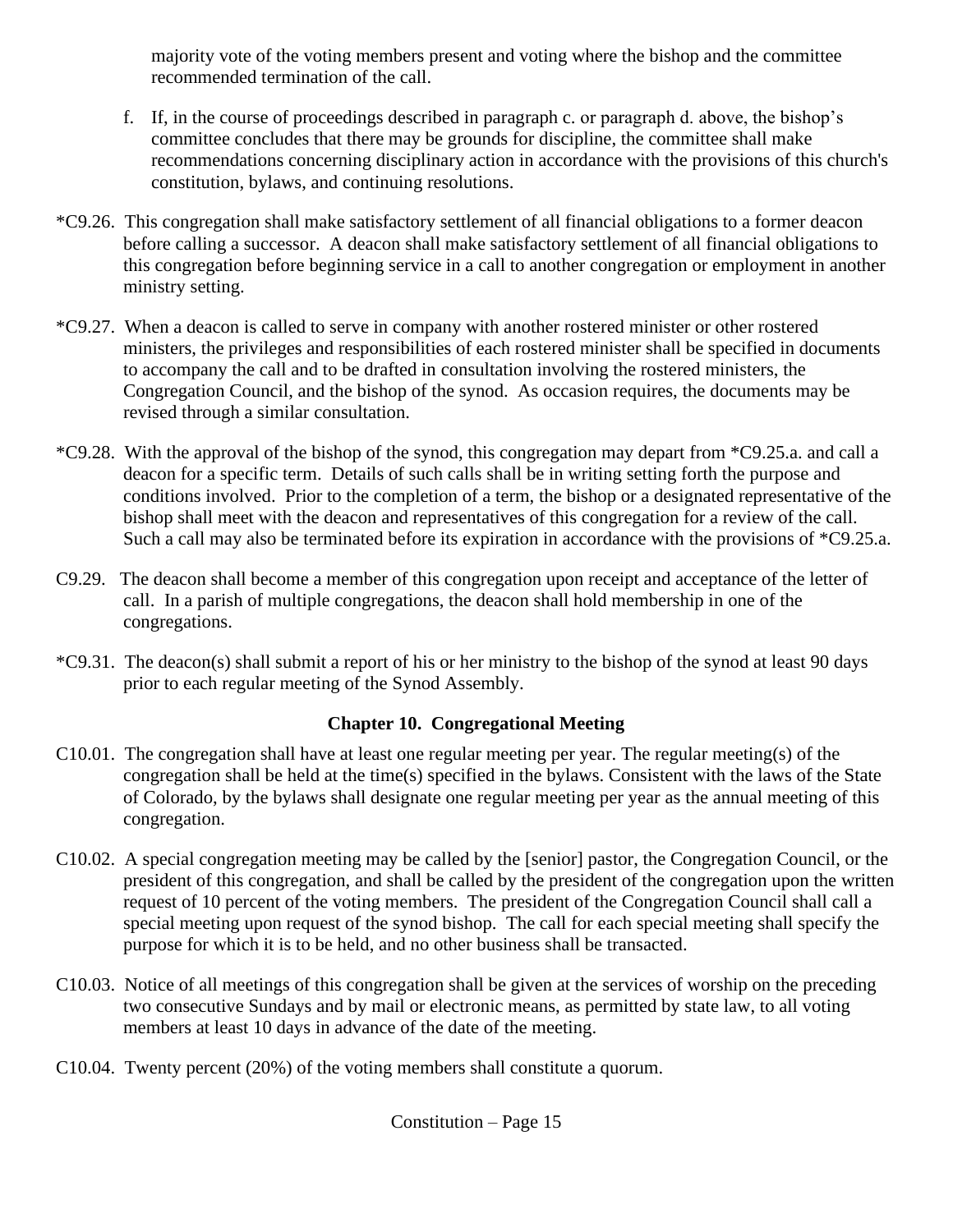majority vote of the voting members present and voting where the bishop and the committee recommended termination of the call.

f. If, in the course of proceedings described in paragraph c. or paragraph d. above, the bishop's committee concludes that there may be grounds for discipline, the committee shall make recommendations concerning disciplinary action in accordance with the provisions of this church's constitution, bylaws, and continuing resolutions.

*C9.26. This congregation shall make satisfactory settlement of all financial obligations to a former deacon before calling a successor. A deacon shall make satisfactory settlement of all financial obligations to this congregation before beginning service in a call to another congregation or employment in another ministry setting.

*C9.27. When a deacon is called to serve in company with another rostered minister or other rostered ministers, the privileges and responsibilities of each rostered minister shall be specified in documents to accompany the call and to be drafted in consultation involving the rostered ministers, the Congregation Council, and the bishop of the synod. As occasion requires, the documents may be revised through a similar consultation.

*C9.28. With the approval of the bishop of the synod, this congregation may depart from *C9.25.a. and call a deacon for a specific term. Details of such calls shall be in writing setting forth the purpose and conditions involved. Prior to the completion of a term, the bishop or a designated representative of the bishop shall meet with the deacon and representatives of this congregation for a review of the call. Such a call may also be terminated before its expiration in accordance with the provisions of *C9.25.a.

C9.29. The deacon shall become a member of this congregation upon receipt and acceptance of the letter of call. In a parish of multiple congregations, the deacon shall hold membership in one of the congregations.

*C9.31. The deacon(s) shall submit a report of his or her ministry to the bishop of the synod at least 90 days prior to each regular meeting of the Synod Assembly.

## Chapter 10. Congregational Meeting

C10.01. The congregation shall have at least one regular meeting per year. The regular meeting(s) of the congregation shall be held at the time(s) specified in the bylaws. Consistent with the laws of the State of Colorado, by the bylaws shall designate one regular meeting per year as the annual meeting of this congregation.

C10.02. A special congregation meeting may be called by the [senior] pastor, the Congregation Council, or the president of this congregation, and shall be called by the president of the congregation upon the written request of 10 percent of the voting members. The president of the Congregation Council shall call a special meeting upon request of the synod bishop. The call for each special meeting shall specify the purpose for which it is to be held, and no other business shall be transacted.

C10.03. Notice of all meetings of this congregation shall be given at the services of worship on the preceding two consecutive Sundays and by mail or electronic means, as permitted by state law, to all voting members at least 10 days in advance of the date of the meeting.

C10.04. Twenty percent (20%) of the voting members shall constitute a quorum.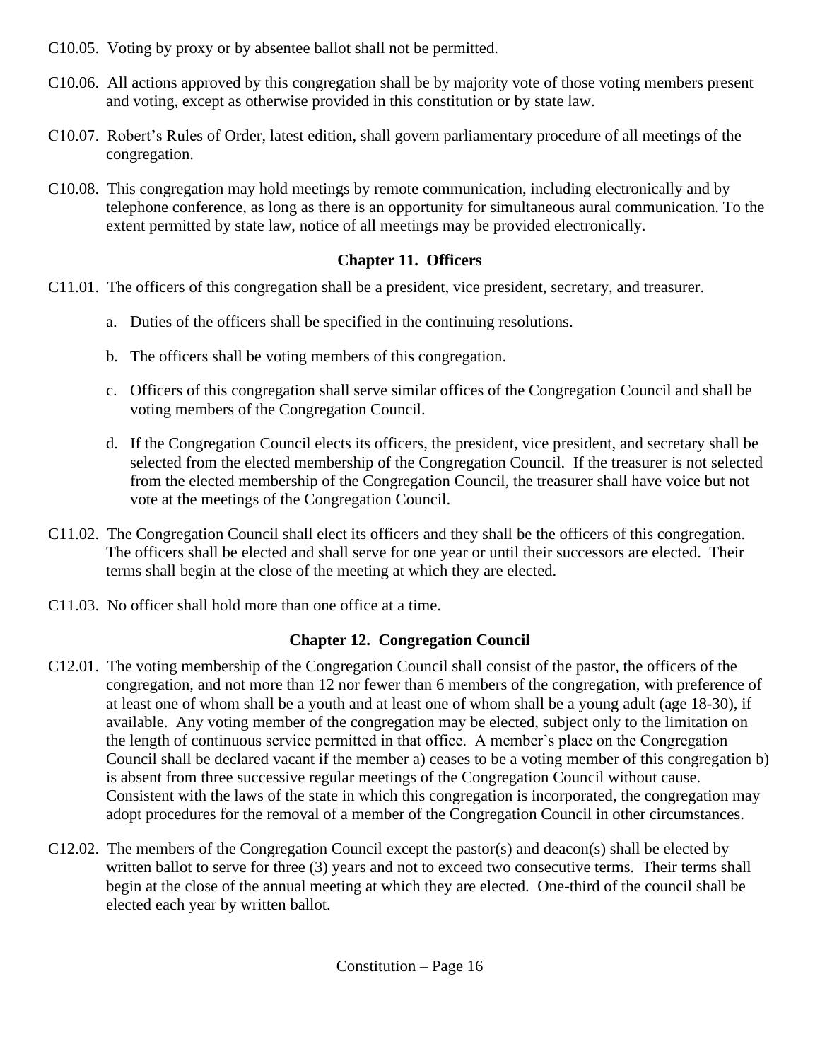C10.05. Voting by proxy or by absentee ballot shall not be permitted.

C10.06. All actions approved by this congregation shall be by majority vote of those voting members present and voting, except as otherwise provided in this constitution or by state law.

C10.07. Robert's Rules of Order, latest edition, shall govern parliamentary procedure of all meetings of the congregation.

C10.08. This congregation may hold meetings by remote communication, including electronically and by telephone conference, as long as there is an opportunity for simultaneous aural communication. To the extent permitted by state law, notice of all meetings may be provided electronically.

## Chapter 11. Officers

C11.01. The officers of this congregation shall be a president, vice president, secretary, and treasurer.

a. Duties of the officers shall be specified in the continuing resolutions.

b. The officers shall be voting members of this congregation.

c. Officers of this congregation shall serve similar offices of the Congregation Council and shall be voting members of the Congregation Council.

d. If the Congregation Council elects its officers, the president, vice president, and secretary shall be selected from the elected membership of the Congregation Council. If the treasurer is not selected from the elected membership of the Congregation Council, the treasurer shall have voice but not vote at the meetings of the Congregation Council.

C11.02. The Congregation Council shall elect its officers and they shall be the officers of this congregation. The officers shall be elected and shall serve for one year or until their successors are elected. Their terms shall begin at the close of the meeting at which they are elected.

C11.03. No officer shall hold more than one office at a time.

## Chapter 12. Congregation Council

C12.01. The voting membership of the Congregation Council shall consist of the pastor, the officers of the congregation, and not more than 12 nor fewer than 6 members of the congregation, with preference of at least one of whom shall be a youth and at least one of whom shall be a young adult (age 18-30), if available. Any voting member of the congregation may be elected, subject only to the limitation on the length of continuous service permitted in that office. A member's place on the Congregation Council shall be declared vacant if the member a) ceases to be a voting member of this congregation b) is absent from three successive regular meetings of the Congregation Council without cause. Consistent with the laws of the state in which this congregation is incorporated, the congregation may adopt procedures for the removal of a member of the Congregation Council in other circumstances.

C12.02. The members of the Congregation Council except the pastor(s) and deacon(s) shall be elected by written ballot to serve for three (3) years and not to exceed two consecutive terms. Their terms shall begin at the close of the annual meeting at which they are elected. One-third of the council shall be elected each year by written ballot.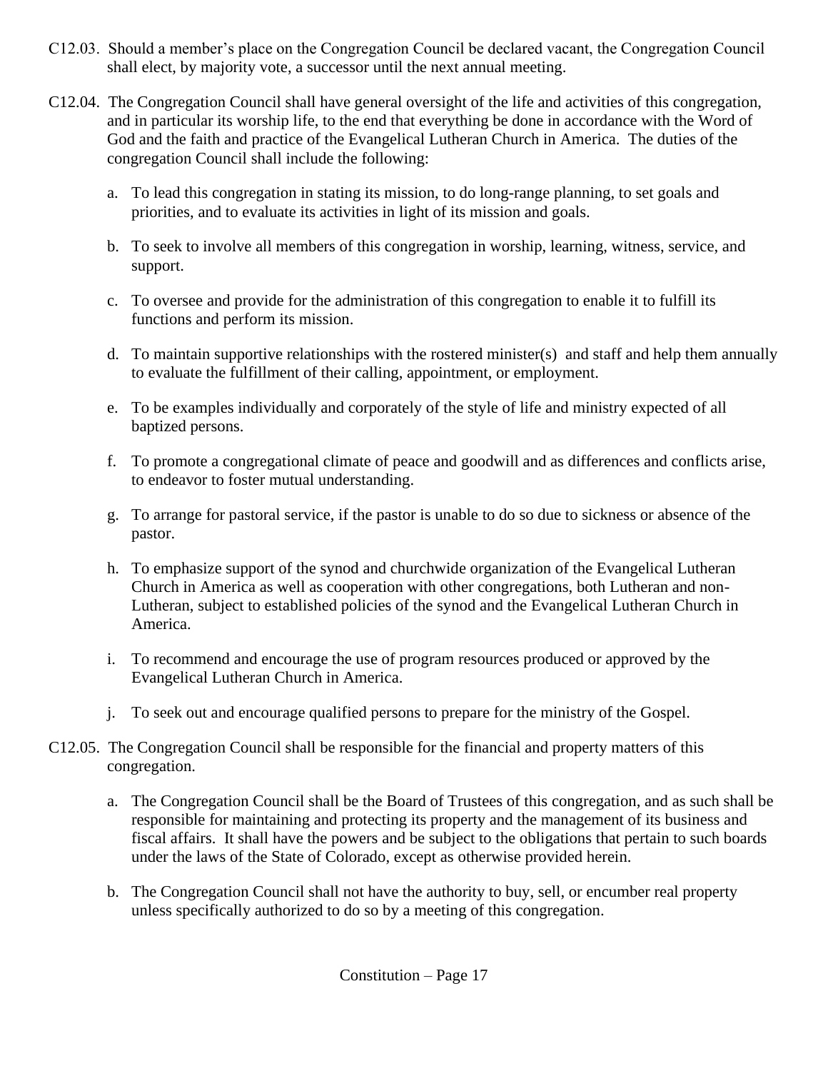C12.03. Should a member's place on the Congregation Council be declared vacant, the Congregation Council shall elect, by majority vote, a successor until the next annual meeting.

C12.04. The Congregation Council shall have general oversight of the life and activities of this congregation, and in particular its worship life, to the end that everything be done in accordance with the Word of God and the faith and practice of the Evangelical Lutheran Church in America. The duties of the congregation Council shall include the following:

a. To lead this congregation in stating its mission, to do long-range planning, to set goals and priorities, and to evaluate its activities in light of its mission and goals.

b. To seek to involve all members of this congregation in worship, learning, witness, service, and support.

c. To oversee and provide for the administration of this congregation to enable it to fulfill its functions and perform its mission.

d. To maintain supportive relationships with the rostered minister(s) and staff and help them annually to evaluate the fulfillment of their calling, appointment, or employment.

e. To be examples individually and corporately of the style of life and ministry expected of all baptized persons.

f. To promote a congregational climate of peace and goodwill and as differences and conflicts arise, to endeavor to foster mutual understanding.

g. To arrange for pastoral service, if the pastor is unable to do so due to sickness or absence of the pastor.

h. To emphasize support of the synod and churchwide organization of the Evangelical Lutheran Church in America as well as cooperation with other congregations, both Lutheran and non-Lutheran, subject to established policies of the synod and the Evangelical Lutheran Church in America.

i. To recommend and encourage the use of program resources produced or approved by the Evangelical Lutheran Church in America.

j. To seek out and encourage qualified persons to prepare for the ministry of the Gospel.

C12.05. The Congregation Council shall be responsible for the financial and property matters of this congregation.

a. The Congregation Council shall be the Board of Trustees of this congregation, and as such shall be responsible for maintaining and protecting its property and the management of its business and fiscal affairs. It shall have the powers and be subject to the obligations that pertain to such boards under the laws of the State of Colorado, except as otherwise provided herein.

b. The Congregation Council shall not have the authority to buy, sell, or encumber real property unless specifically authorized to do so by a meeting of this congregation.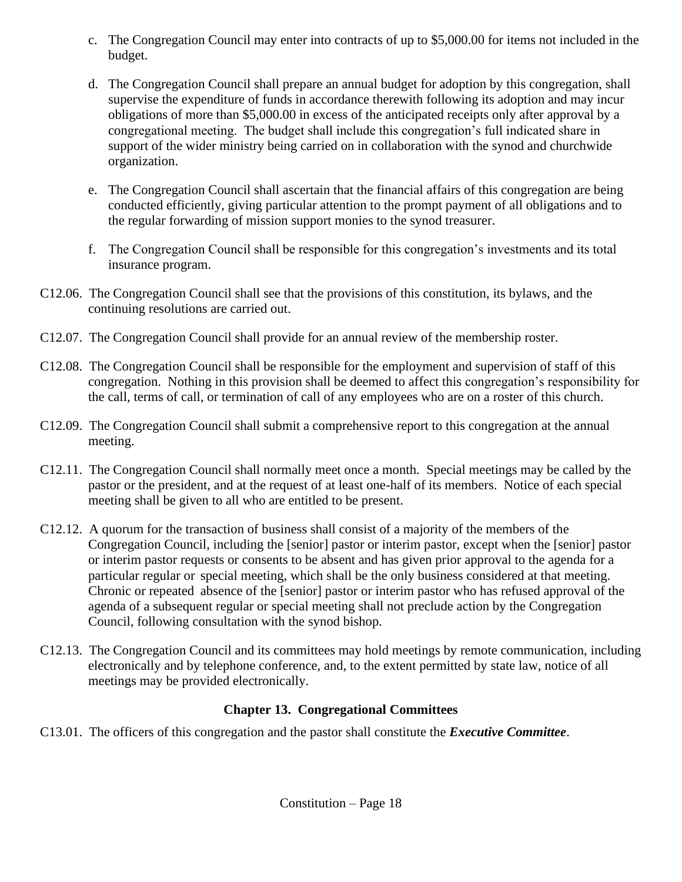c. The Congregation Council may enter into contracts of up to $5,000.00 for items not included in the budget.

d. The Congregation Council shall prepare an annual budget for adoption by this congregation, shall supervise the expenditure of funds in accordance therewith following its adoption and may incur obligations of more than $5,000.00 in excess of the anticipated receipts only after approval by a congregational meeting. The budget shall include this congregation's full indicated share in support of the wider ministry being carried on in collaboration with the synod and churchwide organization.

e. The Congregation Council shall ascertain that the financial affairs of this congregation are being conducted efficiently, giving particular attention to the prompt payment of all obligations and to the regular forwarding of mission support monies to the synod treasurer.

f. The Congregation Council shall be responsible for this congregation's investments and its total insurance program.

C12.06. The Congregation Council shall see that the provisions of this constitution, its bylaws, and the continuing resolutions are carried out.

C12.07. The Congregation Council shall provide for an annual review of the membership roster.

C12.08. The Congregation Council shall be responsible for the employment and supervision of staff of this congregation. Nothing in this provision shall be deemed to affect this congregation's responsibility for the call, terms of call, or termination of call of any employees who are on a roster of this church.

C12.09. The Congregation Council shall submit a comprehensive report to this congregation at the annual meeting.

C12.11. The Congregation Council shall normally meet once a month. Special meetings may be called by the pastor or the president, and at the request of at least one-half of its members. Notice of each special meeting shall be given to all who are entitled to be present.

C12.12. A quorum for the transaction of business shall consist of a majority of the members of the Congregation Council, including the [senior] pastor or interim pastor, except when the [senior] pastor or interim pastor requests or consents to be absent and has given prior approval to the agenda for a particular regular or special meeting, which shall be the only business considered at that meeting. Chronic or repeated absence of the [senior] pastor or interim pastor who has refused approval of the agenda of a subsequent regular or special meeting shall not preclude action by the Congregation Council, following consultation with the synod bishop.

C12.13. The Congregation Council and its committees may hold meetings by remote communication, including electronically and by telephone conference, and, to the extent permitted by state law, notice of all meetings may be provided electronically.

## Chapter 13. Congregational Committees

C13.01. The officers of this congregation and the pastor shall constitute the ***Executive Committee***.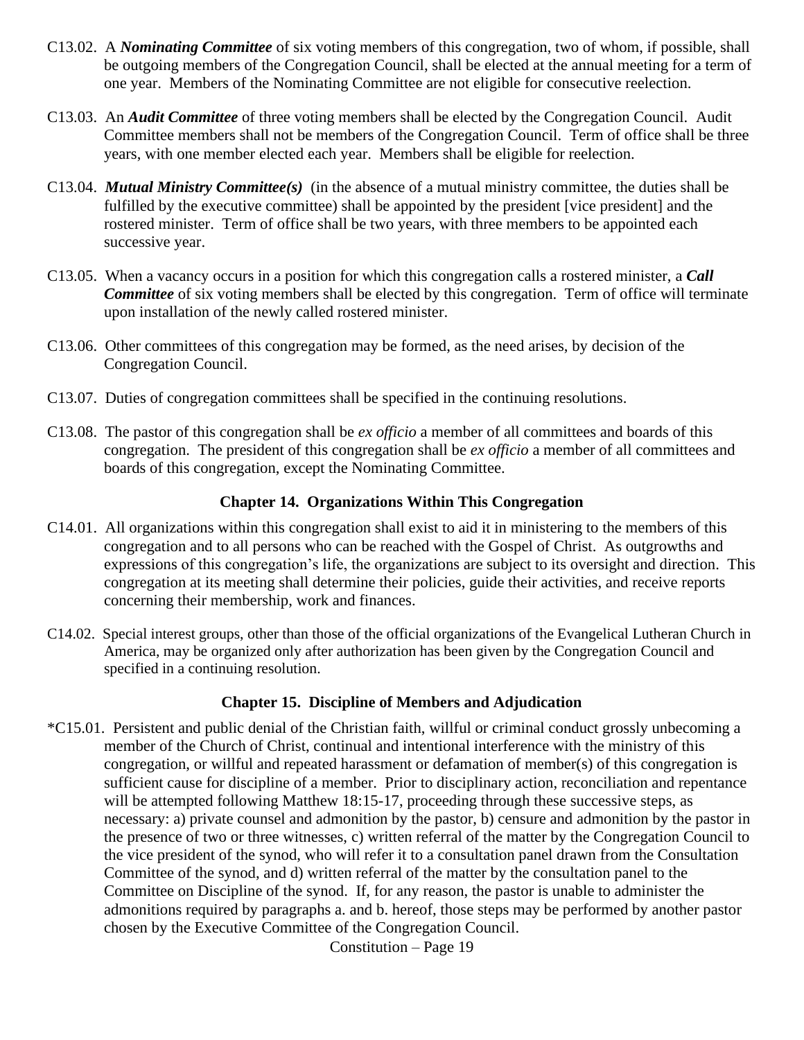C13.02. A ***Nominating Committee*** of six voting members of this congregation, two of whom, if possible, shall be outgoing members of the Congregation Council, shall be elected at the annual meeting for a term of one year. Members of the Nominating Committee are not eligible for consecutive reelection.

C13.03. An ***Audit Committee*** of three voting members shall be elected by the Congregation Council. Audit Committee members shall not be members of the Congregation Council. Term of office shall be three years, with one member elected each year. Members shall be eligible for reelection.

C13.04. ***Mutual Ministry Committee(s)*** (in the absence of a mutual ministry committee, the duties shall be fulfilled by the executive committee) shall be appointed by the president [vice president] and the rostered minister. Term of office shall be two years, with three members to be appointed each successive year.

C13.05. When a vacancy occurs in a position for which this congregation calls a rostered minister, a ***Call Committee*** of six voting members shall be elected by this congregation. Term of office will terminate upon installation of the newly called rostered minister.

C13.06. Other committees of this congregation may be formed, as the need arises, by decision of the Congregation Council.

C13.07. Duties of congregation committees shall be specified in the continuing resolutions.

C13.08. The pastor of this congregation shall be *ex officio* a member of all committees and boards of this congregation. The president of this congregation shall be *ex officio* a member of all committees and boards of this congregation, except the Nominating Committee.

### Chapter 14. Organizations Within This Congregation

C14.01. All organizations within this congregation shall exist to aid it in ministering to the members of this congregation and to all persons who can be reached with the Gospel of Christ. As outgrowths and expressions of this congregation's life, the organizations are subject to its oversight and direction. This congregation at its meeting shall determine their policies, guide their activities, and receive reports concerning their membership, work and finances.

C14.02. Special interest groups, other than those of the official organizations of the Evangelical Lutheran Church in America, may be organized only after authorization has been given by the Congregation Council and specified in a continuing resolution.

### Chapter 15. Discipline of Members and Adjudication

*C15.01. Persistent and public denial of the Christian faith, willful or criminal conduct grossly unbecoming a member of the Church of Christ, continual and intentional interference with the ministry of this congregation, or willful and repeated harassment or defamation of member(s) of this congregation is sufficient cause for discipline of a member. Prior to disciplinary action, reconciliation and repentance will be attempted following Matthew 18:15-17, proceeding through these successive steps, as necessary: a) private counsel and admonition by the pastor, b) censure and admonition by the pastor in the presence of two or three witnesses, c) written referral of the matter by the Congregation Council to the vice president of the synod, who will refer it to a consultation panel drawn from the Consultation Committee of the synod, and d) written referral of the matter by the consultation panel to the Committee on Discipline of the synod. If, for any reason, the pastor is unable to administer the admonitions required by paragraphs a. and b. hereof, those steps may be performed by another pastor chosen by the Executive Committee of the Congregation Council.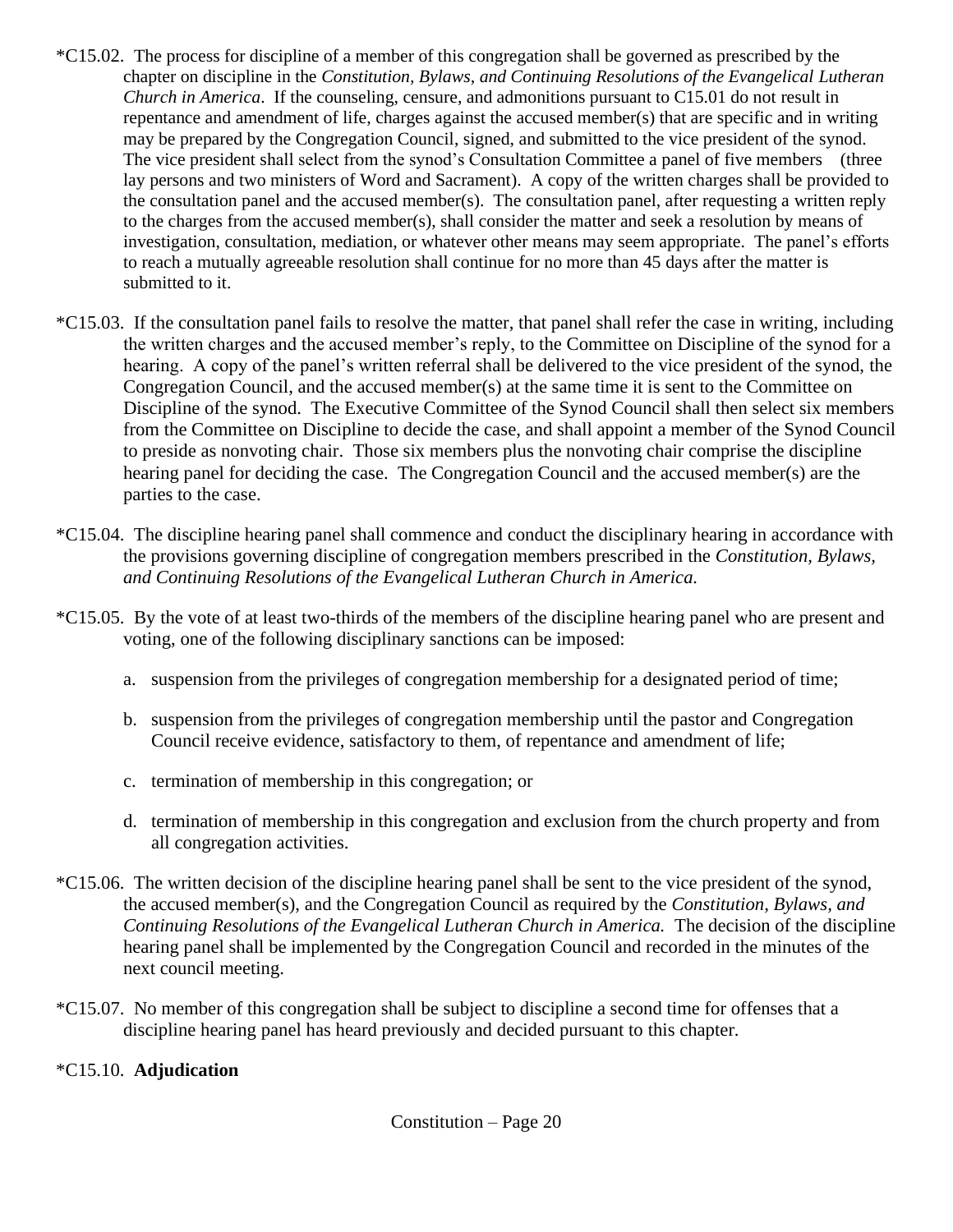*C15.02. The process for discipline of a member of this congregation shall be governed as prescribed by the chapter on discipline in the *Constitution, Bylaws, and Continuing Resolutions of the Evangelical Lutheran Church in America*. If the counseling, censure, and admonitions pursuant to C15.01 do not result in repentance and amendment of life, charges against the accused member(s) that are specific and in writing may be prepared by the Congregation Council, signed, and submitted to the vice president of the synod. The vice president shall select from the synod's Consultation Committee a panel of five members (three lay persons and two ministers of Word and Sacrament). A copy of the written charges shall be provided to the consultation panel and the accused member(s). The consultation panel, after requesting a written reply to the charges from the accused member(s), shall consider the matter and seek a resolution by means of investigation, consultation, mediation, or whatever other means may seem appropriate. The panel's efforts to reach a mutually agreeable resolution shall continue for no more than 45 days after the matter is submitted to it.

*C15.03. If the consultation panel fails to resolve the matter, that panel shall refer the case in writing, including the written charges and the accused member's reply, to the Committee on Discipline of the synod for a hearing. A copy of the panel's written referral shall be delivered to the vice president of the synod, the Congregation Council, and the accused member(s) at the same time it is sent to the Committee on Discipline of the synod. The Executive Committee of the Synod Council shall then select six members from the Committee on Discipline to decide the case, and shall appoint a member of the Synod Council to preside as nonvoting chair. Those six members plus the nonvoting chair comprise the discipline hearing panel for deciding the case. The Congregation Council and the accused member(s) are the parties to the case.

*C15.04. The discipline hearing panel shall commence and conduct the disciplinary hearing in accordance with the provisions governing discipline of congregation members prescribed in the *Constitution, Bylaws, and Continuing Resolutions of the Evangelical Lutheran Church in America.*

*C15.05. By the vote of at least two-thirds of the members of the discipline hearing panel who are present and voting, one of the following disciplinary sanctions can be imposed:

a. suspension from the privileges of congregation membership for a designated period of time;

b. suspension from the privileges of congregation membership until the pastor and Congregation Council receive evidence, satisfactory to them, of repentance and amendment of life;

c. termination of membership in this congregation; or

d. termination of membership in this congregation and exclusion from the church property and from all congregation activities.

*C15.06. The written decision of the discipline hearing panel shall be sent to the vice president of the synod, the accused member(s), and the Congregation Council as required by the *Constitution, Bylaws, and Continuing Resolutions of the Evangelical Lutheran Church in America.* The decision of the discipline hearing panel shall be implemented by the Congregation Council and recorded in the minutes of the next council meeting.

*C15.07. No member of this congregation shall be subject to discipline a second time for offenses that a discipline hearing panel has heard previously and decided pursuant to this chapter.

*C15.10. **Adjudication**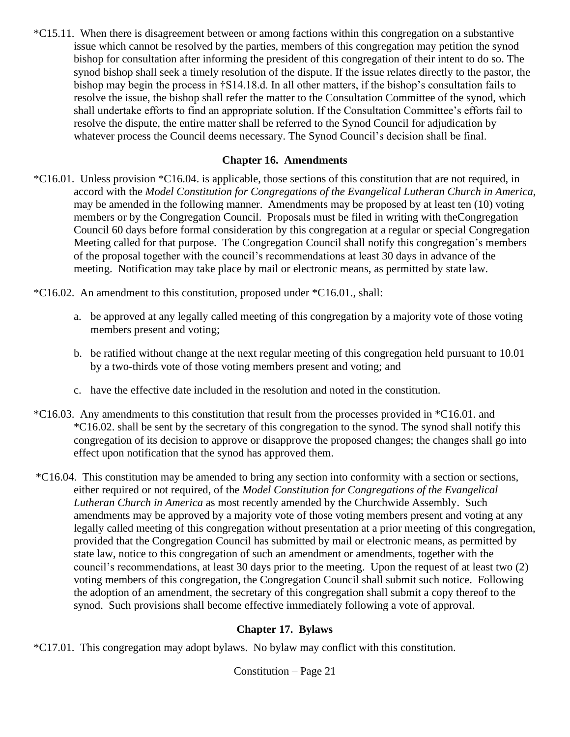*C15.11. When there is disagreement between or among factions within this congregation on a substantive issue which cannot be resolved by the parties, members of this congregation may petition the synod bishop for consultation after informing the president of this congregation of their intent to do so. The synod bishop shall seek a timely resolution of the dispute. If the issue relates directly to the pastor, the bishop may begin the process in †S14.18.d. In all other matters, if the bishop's consultation fails to resolve the issue, the bishop shall refer the matter to the Consultation Committee of the synod, which shall undertake efforts to find an appropriate solution. If the Consultation Committee's efforts fail to resolve the dispute, the entire matter shall be referred to the Synod Council for adjudication by whatever process the Council deems necessary. The Synod Council's decision shall be final.

## Chapter 16. Amendments

*C16.01. Unless provision *C16.04. is applicable, those sections of this constitution that are not required, in accord with the *Model Constitution for Congregations of the Evangelical Lutheran Church in America*, may be amended in the following manner. Amendments may be proposed by at least ten (10) voting members or by the Congregation Council. Proposals must be filed in writing with theCongregation Council 60 days before formal consideration by this congregation at a regular or special Congregation Meeting called for that purpose. The Congregation Council shall notify this congregation's members of the proposal together with the council's recommendations at least 30 days in advance of the meeting. Notification may take place by mail or electronic means, as permitted by state law.

*C16.02. An amendment to this constitution, proposed under *C16.01., shall:

a. be approved at any legally called meeting of this congregation by a majority vote of those voting members present and voting;

b. be ratified without change at the next regular meeting of this congregation held pursuant to 10.01 by a two-thirds vote of those voting members present and voting; and

c. have the effective date included in the resolution and noted in the constitution.

*C16.03. Any amendments to this constitution that result from the processes provided in *C16.01. and *C16.02. shall be sent by the secretary of this congregation to the synod. The synod shall notify this congregation of its decision to approve or disapprove the proposed changes; the changes shall go into effect upon notification that the synod has approved them.

*C16.04. This constitution may be amended to bring any section into conformity with a section or sections, either required or not required, of the *Model Constitution for Congregations of the Evangelical Lutheran Church in America* as most recently amended by the Churchwide Assembly. Such amendments may be approved by a majority vote of those voting members present and voting at any legally called meeting of this congregation without presentation at a prior meeting of this congregation, provided that the Congregation Council has submitted by mail or electronic means, as permitted by state law, notice to this congregation of such an amendment or amendments, together with the council's recommendations, at least 30 days prior to the meeting. Upon the request of at least two (2) voting members of this congregation, the Congregation Council shall submit such notice. Following the adoption of an amendment, the secretary of this congregation shall submit a copy thereof to the synod. Such provisions shall become effective immediately following a vote of approval.

## Chapter 17. Bylaws

*C17.01. This congregation may adopt bylaws. No bylaw may conflict with this constitution.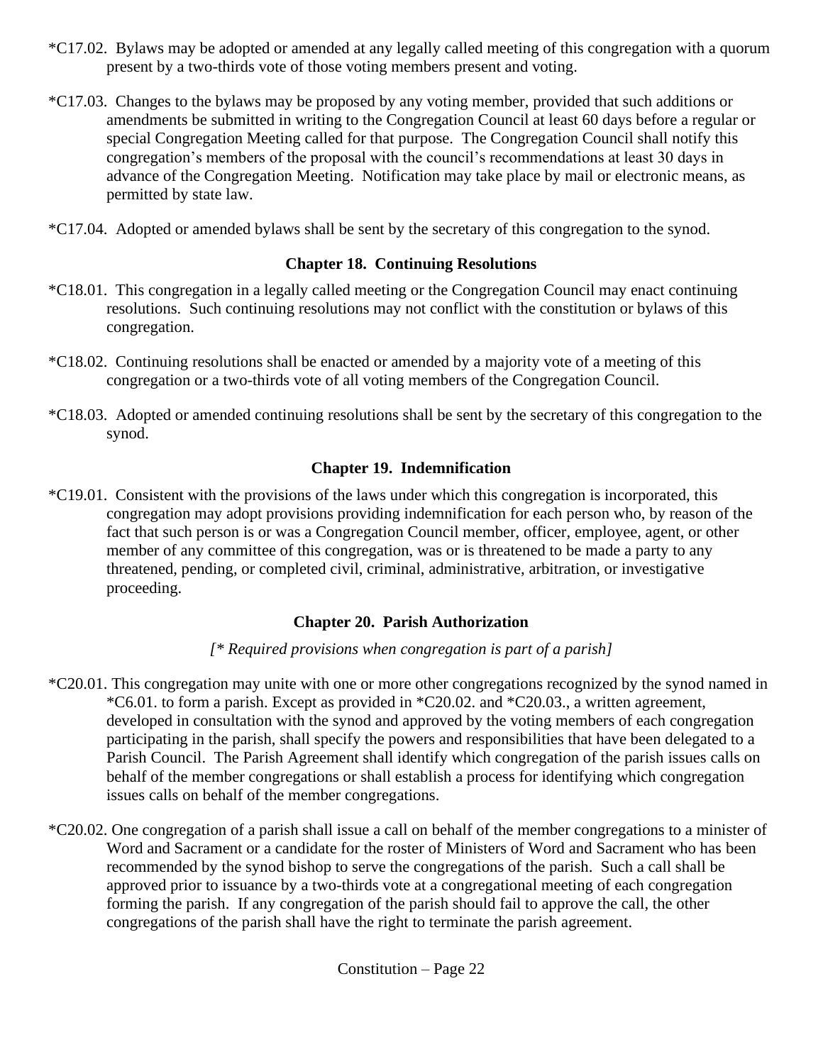*C17.02. Bylaws may be adopted or amended at any legally called meeting of this congregation with a quorum present by a two-thirds vote of those voting members present and voting.

*C17.03. Changes to the bylaws may be proposed by any voting member, provided that such additions or amendments be submitted in writing to the Congregation Council at least 60 days before a regular or special Congregation Meeting called for that purpose. The Congregation Council shall notify this congregation's members of the proposal with the council's recommendations at least 30 days in advance of the Congregation Meeting. Notification may take place by mail or electronic means, as permitted by state law.

*C17.04. Adopted or amended bylaws shall be sent by the secretary of this congregation to the synod.

## Chapter 18. Continuing Resolutions

*C18.01. This congregation in a legally called meeting or the Congregation Council may enact continuing resolutions. Such continuing resolutions may not conflict with the constitution or bylaws of this congregation.

*C18.02. Continuing resolutions shall be enacted or amended by a majority vote of a meeting of this congregation or a two-thirds vote of all voting members of the Congregation Council.

*C18.03. Adopted or amended continuing resolutions shall be sent by the secretary of this congregation to the synod.

## Chapter 19. Indemnification

*C19.01. Consistent with the provisions of the laws under which this congregation is incorporated, this congregation may adopt provisions providing indemnification for each person who, by reason of the fact that such person is or was a Congregation Council member, officer, employee, agent, or other member of any committee of this congregation, was or is threatened to be made a party to any threatened, pending, or completed civil, criminal, administrative, arbitration, or investigative proceeding.

## Chapter 20. Parish Authorization

*[* Required provisions when congregation is part of a parish]*

*C20.01. This congregation may unite with one or more other congregations recognized by the synod named in *C6.01. to form a parish. Except as provided in *C20.02. and *C20.03., a written agreement, developed in consultation with the synod and approved by the voting members of each congregation participating in the parish, shall specify the powers and responsibilities that have been delegated to a Parish Council. The Parish Agreement shall identify which congregation of the parish issues calls on behalf of the member congregations or shall establish a process for identifying which congregation issues calls on behalf of the member congregations.

*C20.02. One congregation of a parish shall issue a call on behalf of the member congregations to a minister of Word and Sacrament or a candidate for the roster of Ministers of Word and Sacrament who has been recommended by the synod bishop to serve the congregations of the parish. Such a call shall be approved prior to issuance by a two-thirds vote at a congregational meeting of each congregation forming the parish. If any congregation of the parish should fail to approve the call, the other congregations of the parish shall have the right to terminate the parish agreement.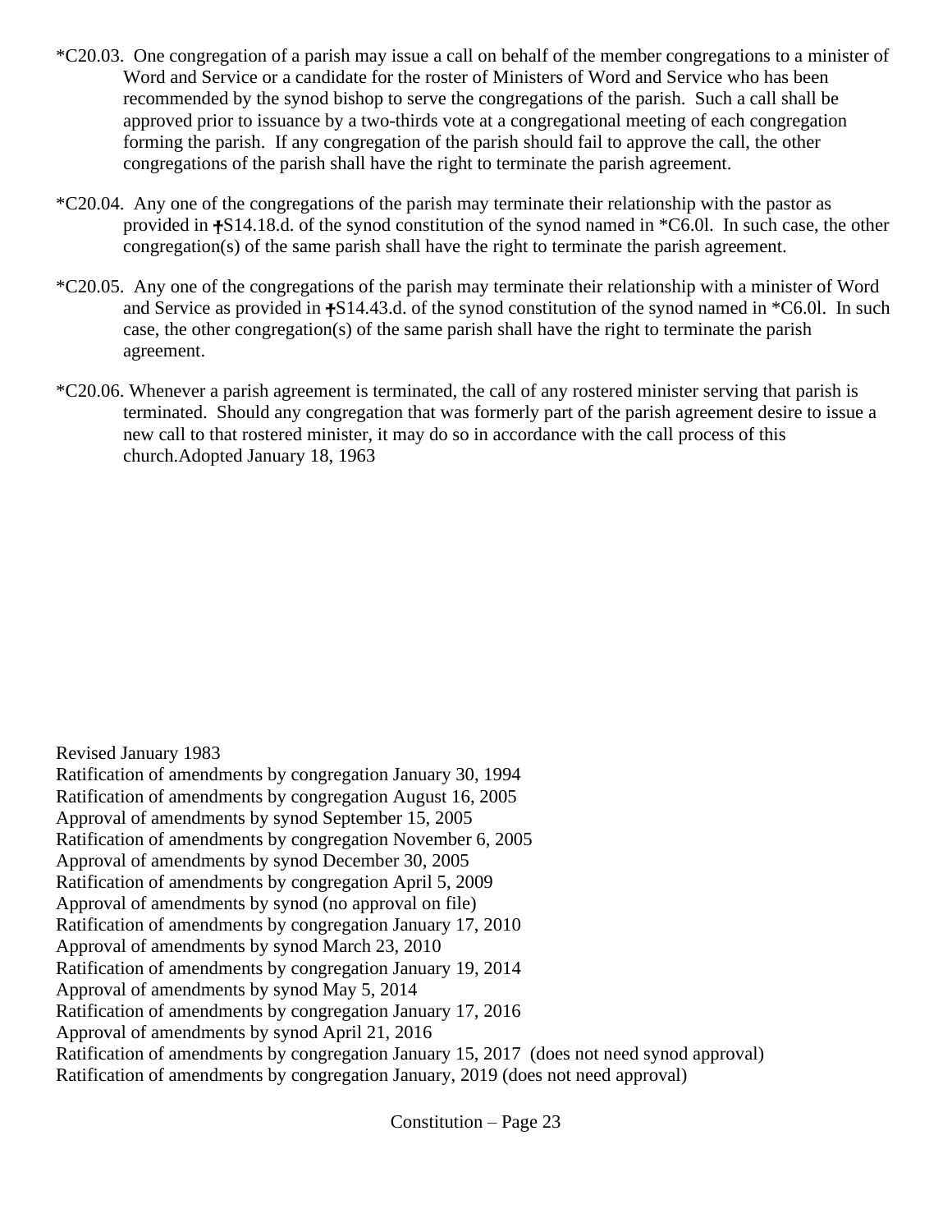*C20.03. One congregation of a parish may issue a call on behalf of the member congregations to a minister of Word and Service or a candidate for the roster of Ministers of Word and Service who has been recommended by the synod bishop to serve the congregations of the parish. Such a call shall be approved prior to issuance by a two-thirds vote at a congregational meeting of each congregation forming the parish. If any congregation of the parish should fail to approve the call, the other congregations of the parish shall have the right to terminate the parish agreement.

*C20.04. Any one of the congregations of the parish may terminate their relationship with the pastor as provided in †S14.18.d. of the synod constitution of the synod named in *C6.0l. In such case, the other congregation(s) of the same parish shall have the right to terminate the parish agreement.

*C20.05. Any one of the congregations of the parish may terminate their relationship with a minister of Word and Service as provided in †S14.43.d. of the synod constitution of the synod named in *C6.0l. In such case, the other congregation(s) of the same parish shall have the right to terminate the parish agreement.

*C20.06. Whenever a parish agreement is terminated, the call of any rostered minister serving that parish is terminated. Should any congregation that was formerly part of the parish agreement desire to issue a new call to that rostered minister, it may do so in accordance with the call process of this church.Adopted January 18, 1963

Revised January 1983
Ratification of amendments by congregation January 30, 1994
Ratification of amendments by congregation August 16, 2005
Approval of amendments by synod September 15, 2005
Ratification of amendments by congregation November 6, 2005
Approval of amendments by synod December 30, 2005
Ratification of amendments by congregation April 5, 2009
Approval of amendments by synod (no approval on file)
Ratification of amendments by congregation January 17, 2010
Approval of amendments by synod March 23, 2010
Ratification of amendments by congregation January 19, 2014
Approval of amendments by synod May 5, 2014
Ratification of amendments by congregation January 17, 2016
Approval of amendments by synod April 21, 2016
Ratification of amendments by congregation January 15, 2017 (does not need synod approval)
Ratification of amendments by congregation January, 2019 (does not need approval)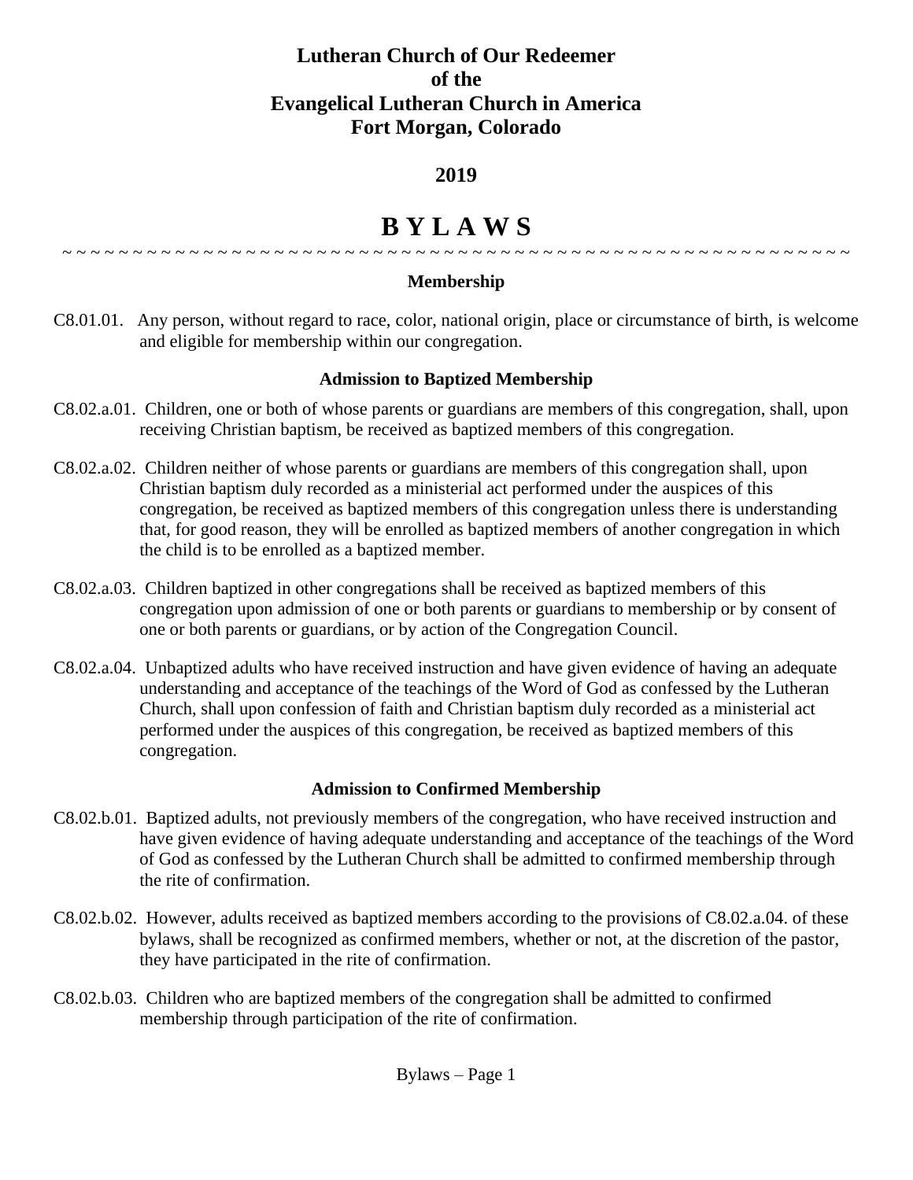**Lutheran Church of Our Redeemer**
**of the**
**Evangelical Lutheran Church in America**
**Fort Morgan, Colorado**

**2019**

# B Y L A W S

~ ~ ~ ~ ~ ~ ~ ~ ~ ~ ~ ~ ~ ~ ~ ~ ~ ~ ~ ~ ~ ~ ~ ~ ~ ~ ~ ~ ~ ~ ~ ~ ~ ~ ~ ~ ~ ~ ~ ~ ~ ~ ~ ~ ~ ~ ~ ~ ~ ~ ~ ~ ~ ~ ~ ~ ~ ~ ~ ~ ~ ~ ~ ~ ~

### Membership

C8.01.01. Any person, without regard to race, color, national origin, place or circumstance of birth, is welcome and eligible for membership within our congregation.

### Admission to Baptized Membership

C8.02.a.01. Children, one or both of whose parents or guardians are members of this congregation, shall, upon receiving Christian baptism, be received as baptized members of this congregation.

C8.02.a.02. Children neither of whose parents or guardians are members of this congregation shall, upon Christian baptism duly recorded as a ministerial act performed under the auspices of this congregation, be received as baptized members of this congregation unless there is understanding that, for good reason, they will be enrolled as baptized members of another congregation in which the child is to be enrolled as a baptized member.

C8.02.a.03. Children baptized in other congregations shall be received as baptized members of this congregation upon admission of one or both parents or guardians to membership or by consent of one or both parents or guardians, or by action of the Congregation Council.

C8.02.a.04. Unbaptized adults who have received instruction and have given evidence of having an adequate understanding and acceptance of the teachings of the Word of God as confessed by the Lutheran Church, shall upon confession of faith and Christian baptism duly recorded as a ministerial act performed under the auspices of this congregation, be received as baptized members of this congregation.

### Admission to Confirmed Membership

C8.02.b.01. Baptized adults, not previously members of the congregation, who have received instruction and have given evidence of having adequate understanding and acceptance of the teachings of the Word of God as confessed by the Lutheran Church shall be admitted to confirmed membership through the rite of confirmation.

C8.02.b.02. However, adults received as baptized members according to the provisions of C8.02.a.04. of these bylaws, shall be recognized as confirmed members, whether or not, at the discretion of the pastor, they have participated in the rite of confirmation.

C8.02.b.03. Children who are baptized members of the congregation shall be admitted to confirmed membership through participation of the rite of confirmation.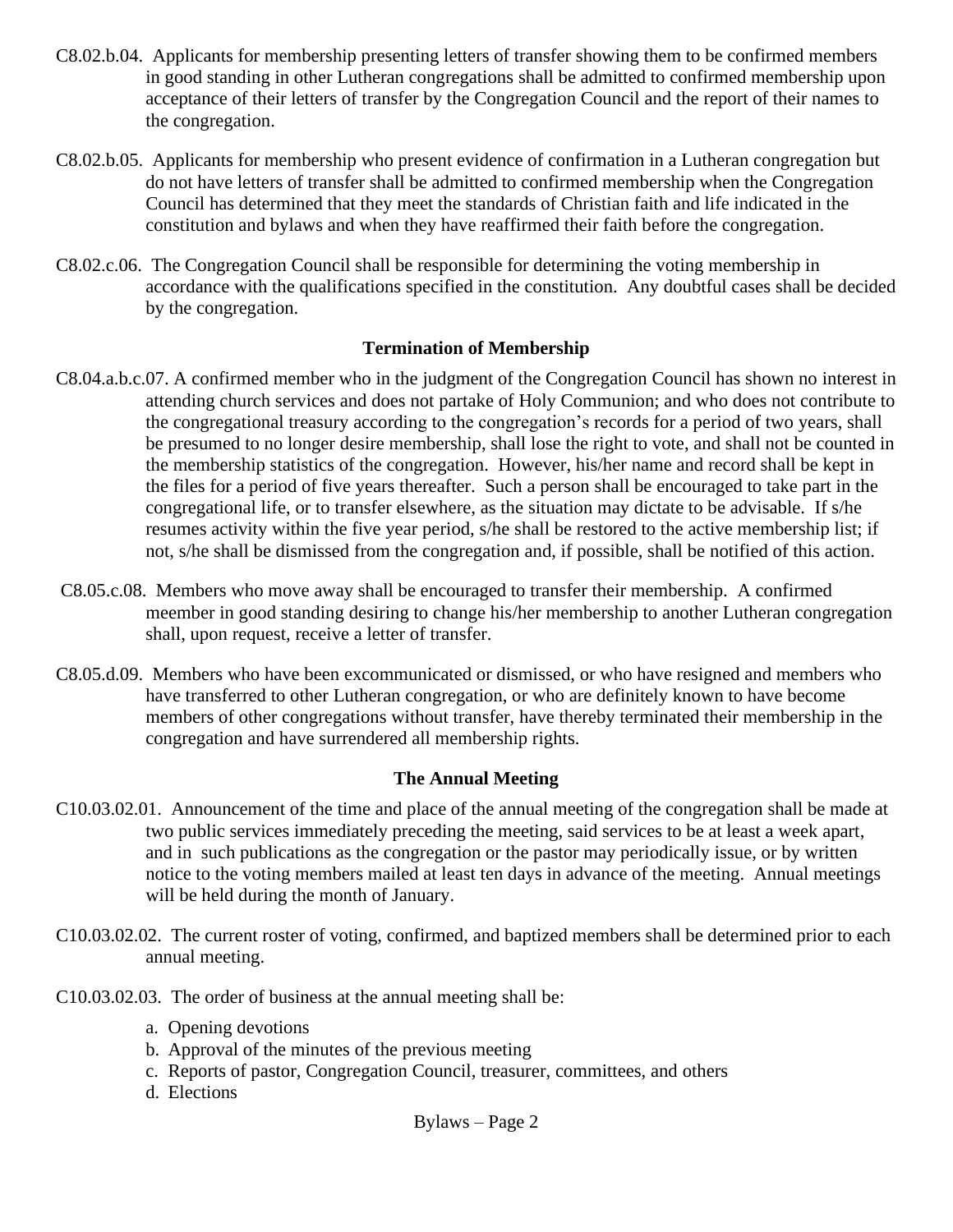C8.02.b.04. Applicants for membership presenting letters of transfer showing them to be confirmed members in good standing in other Lutheran congregations shall be admitted to confirmed membership upon acceptance of their letters of transfer by the Congregation Council and the report of their names to the congregation.

C8.02.b.05. Applicants for membership who present evidence of confirmation in a Lutheran congregation but do not have letters of transfer shall be admitted to confirmed membership when the Congregation Council has determined that they meet the standards of Christian faith and life indicated in the constitution and bylaws and when they have reaffirmed their faith before the congregation.

C8.02.c.06. The Congregation Council shall be responsible for determining the voting membership in accordance with the qualifications specified in the constitution. Any doubtful cases shall be decided by the congregation.

**Termination of Membership**

C8.04.a.b.c.07. A confirmed member who in the judgment of the Congregation Council has shown no interest in attending church services and does not partake of Holy Communion; and who does not contribute to the congregational treasury according to the congregation's records for a period of two years, shall be presumed to no longer desire membership, shall lose the right to vote, and shall not be counted in the membership statistics of the congregation. However, his/her name and record shall be kept in the files for a period of five years thereafter. Such a person shall be encouraged to take part in the congregational life, or to transfer elsewhere, as the situation may dictate to be advisable. If s/he resumes activity within the five year period, s/he shall be restored to the active membership list; if not, s/he shall be dismissed from the congregation and, if possible, shall be notified of this action.

C8.05.c.08. Members who move away shall be encouraged to transfer their membership. A confirmed meember in good standing desiring to change his/her membership to another Lutheran congregation shall, upon request, receive a letter of transfer.

C8.05.d.09. Members who have been excommunicated or dismissed, or who have resigned and members who have transferred to other Lutheran congregation, or who are definitely known to have become members of other congregations without transfer, have thereby terminated their membership in the congregation and have surrendered all membership rights.

**The Annual Meeting**

C10.03.02.01. Announcement of the time and place of the annual meeting of the congregation shall be made at two public services immediately preceding the meeting, said services to be at least a week apart, and in such publications as the congregation or the pastor may periodically issue, or by written notice to the voting members mailed at least ten days in advance of the meeting. Annual meetings will be held during the month of January.

C10.03.02.02. The current roster of voting, confirmed, and baptized members shall be determined prior to each annual meeting.

C10.03.02.03. The order of business at the annual meeting shall be:

a. Opening devotions
b. Approval of the minutes of the previous meeting
c. Reports of pastor, Congregation Council, treasurer, committees, and others
d. Elections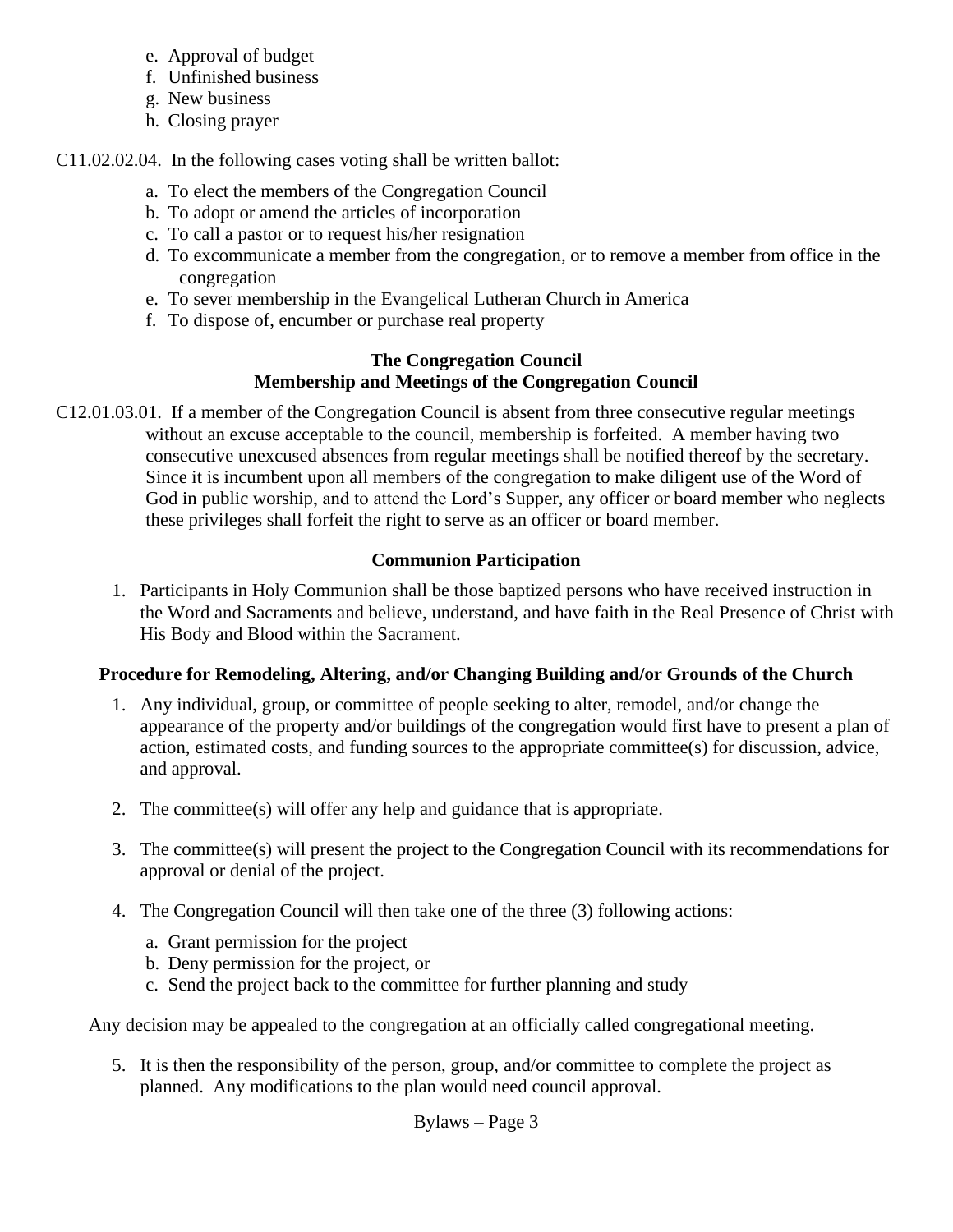e. Approval of budget
f. Unfinished business
g. New business
h. Closing prayer

C11.02.02.04. In the following cases voting shall be written ballot:

a. To elect the members of the Congregation Council
b. To adopt or amend the articles of incorporation
c. To call a pastor or to request his/her resignation
d. To excommunicate a member from the congregation, or to remove a member from office in the congregation
e. To sever membership in the Evangelical Lutheran Church in America
f. To dispose of, encumber or purchase real property

**The Congregation Council**
**Membership and Meetings of the Congregation Council**

C12.01.03.01. If a member of the Congregation Council is absent from three consecutive regular meetings without an excuse acceptable to the council, membership is forfeited. A member having two consecutive unexcused absences from regular meetings shall be notified thereof by the secretary. Since it is incumbent upon all members of the congregation to make diligent use of the Word of God in public worship, and to attend the Lord's Supper, any officer or board member who neglects these privileges shall forfeit the right to serve as an officer or board member.

**Communion Participation**

1. Participants in Holy Communion shall be those baptized persons who have received instruction in the Word and Sacraments and believe, understand, and have faith in the Real Presence of Christ with His Body and Blood within the Sacrament.

**Procedure for Remodeling, Altering, and/or Changing Building and/or Grounds of the Church**

1. Any individual, group, or committee of people seeking to alter, remodel, and/or change the appearance of the property and/or buildings of the congregation would first have to present a plan of action, estimated costs, and funding sources to the appropriate committee(s) for discussion, advice, and approval.

2. The committee(s) will offer any help and guidance that is appropriate.

3. The committee(s) will present the project to the Congregation Council with its recommendations for approval or denial of the project.

4. The Congregation Council will then take one of the three (3) following actions:

   a. Grant permission for the project
   b. Deny permission for the project, or
   c. Send the project back to the committee for further planning and study

Any decision may be appealed to the congregation at an officially called congregational meeting.

5. It is then the responsibility of the person, group, and/or committee to complete the project as planned. Any modifications to the plan would need council approval.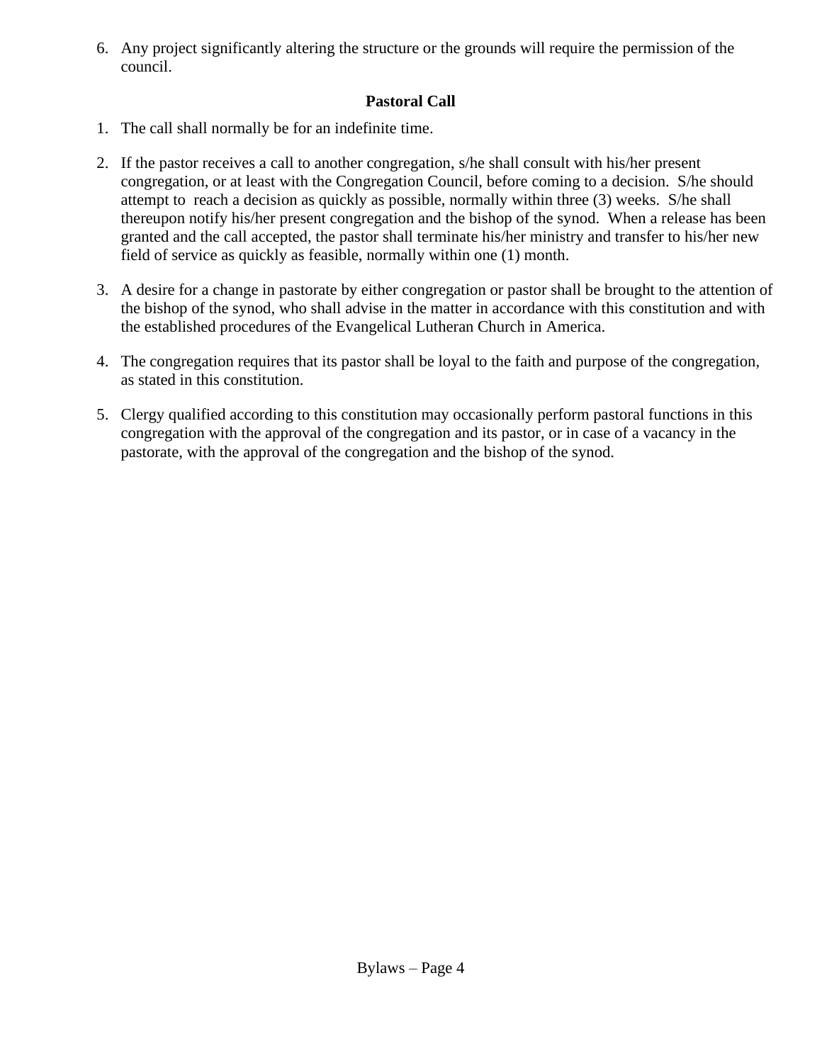6. Any project significantly altering the structure or the grounds will require the permission of the council.

**Pastoral Call**

1. The call shall normally be for an indefinite time.

2. If the pastor receives a call to another congregation, s/he shall consult with his/her present congregation, or at least with the Congregation Council, before coming to a decision. S/he should attempt to reach a decision as quickly as possible, normally within three (3) weeks. S/he shall thereupon notify his/her present congregation and the bishop of the synod. When a release has been granted and the call accepted, the pastor shall terminate his/her ministry and transfer to his/her new field of service as quickly as feasible, normally within one (1) month.

3. A desire for a change in pastorate by either congregation or pastor shall be brought to the attention of the bishop of the synod, who shall advise in the matter in accordance with this constitution and with the established procedures of the Evangelical Lutheran Church in America.

4. The congregation requires that its pastor shall be loyal to the faith and purpose of the congregation, as stated in this constitution.

5. Clergy qualified according to this constitution may occasionally perform pastoral functions in this congregation with the approval of the congregation and its pastor, or in case of a vacancy in the pastorate, with the approval of the congregation and the bishop of the synod.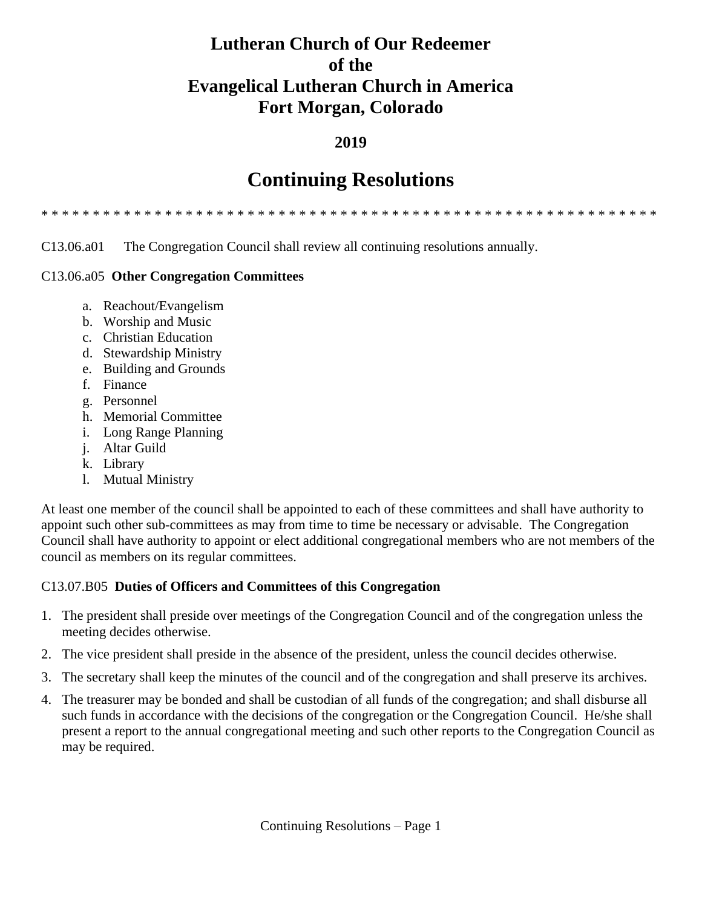# Lutheran Church of Our Redeemer
# of the
# Evangelical Lutheran Church in America
# Fort Morgan, Colorado

**2019**

# Continuing Resolutions

* * * * * * * * * * * * * * * * * * * * * * * * * * * * * * * * * * * * * * * * * * * * * * * * * * * * * * * * * * * * * * * *

C13.06.a01 The Congregation Council shall review all continuing resolutions annually.

C13.06.a05 **Other Congregation Committees**

a. Reachout/Evangelism
b. Worship and Music
c. Christian Education
d. Stewardship Ministry
e. Building and Grounds
f. Finance
g. Personnel
h. Memorial Committee
i. Long Range Planning
j. Altar Guild
k. Library
l. Mutual Ministry

At least one member of the council shall be appointed to each of these committees and shall have authority to appoint such other sub-committees as may from time to time be necessary or advisable. The Congregation Council shall have authority to appoint or elect additional congregational members who are not members of the council as members on its regular committees.

C13.07.B05 **Duties of Officers and Committees of this Congregation**

1. The president shall preside over meetings of the Congregation Council and of the congregation unless the meeting decides otherwise.
2. The vice president shall preside in the absence of the president, unless the council decides otherwise.
3. The secretary shall keep the minutes of the council and of the congregation and shall preserve its archives.
4. The treasurer may be bonded and shall be custodian of all funds of the congregation; and shall disburse all such funds in accordance with the decisions of the congregation or the Congregation Council. He/she shall present a report to the annual congregational meeting and such other reports to the Congregation Council as may be required.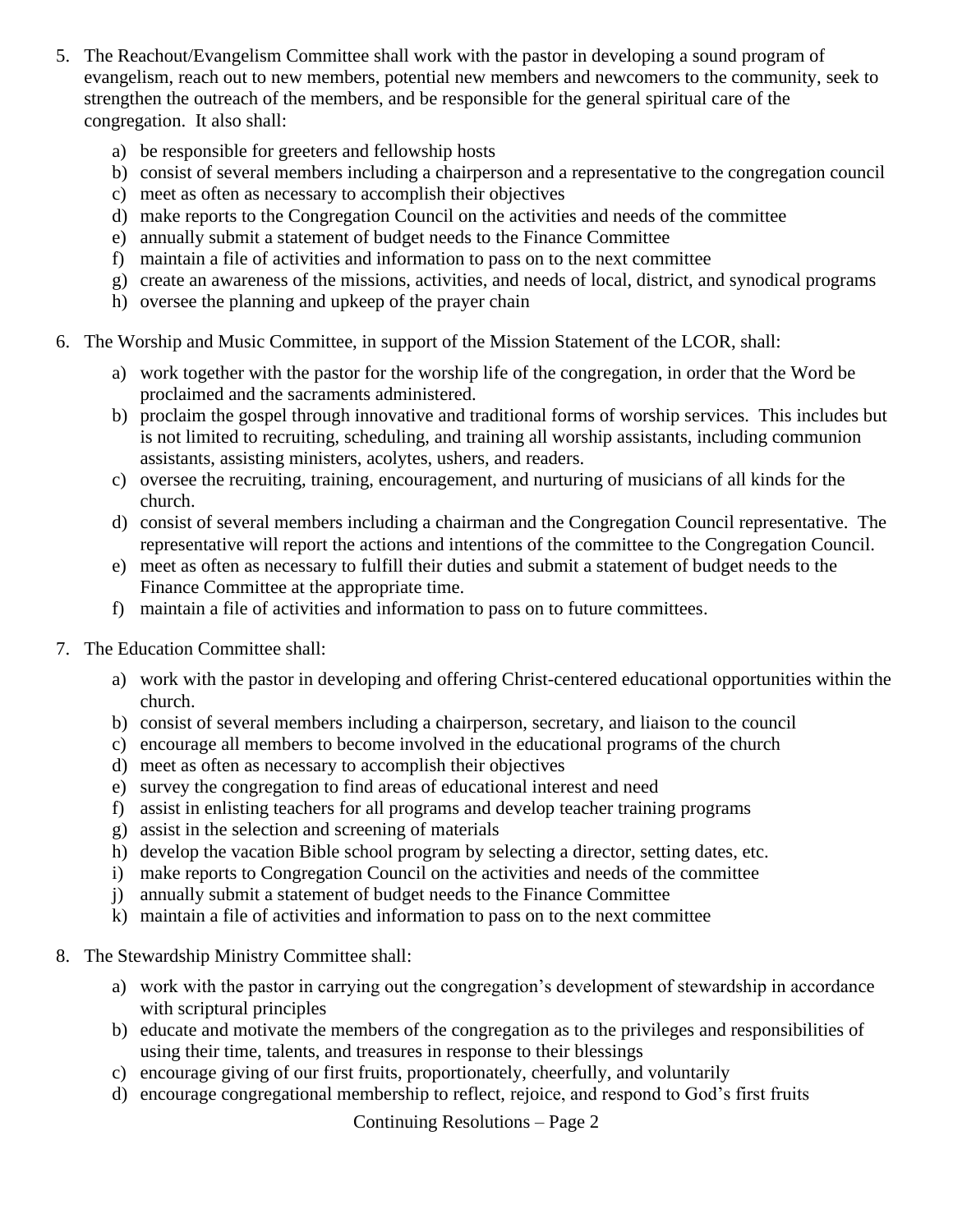5. The Reachout/Evangelism Committee shall work with the pastor in developing a sound program of evangelism, reach out to new members, potential new members and newcomers to the community, seek to strengthen the outreach of the members, and be responsible for the general spiritual care of the congregation. It also shall:

   a) be responsible for greeters and fellowship hosts
   b) consist of several members including a chairperson and a representative to the congregation council
   c) meet as often as necessary to accomplish their objectives
   d) make reports to the Congregation Council on the activities and needs of the committee
   e) annually submit a statement of budget needs to the Finance Committee
   f) maintain a file of activities and information to pass on to the next committee
   g) create an awareness of the missions, activities, and needs of local, district, and synodical programs
   h) oversee the planning and upkeep of the prayer chain

6. The Worship and Music Committee, in support of the Mission Statement of the LCOR, shall:

   a) work together with the pastor for the worship life of the congregation, in order that the Word be proclaimed and the sacraments administered.
   b) proclaim the gospel through innovative and traditional forms of worship services. This includes but is not limited to recruiting, scheduling, and training all worship assistants, including communion assistants, assisting ministers, acolytes, ushers, and readers.
   c) oversee the recruiting, training, encouragement, and nurturing of musicians of all kinds for the church.
   d) consist of several members including a chairman and the Congregation Council representative. The representative will report the actions and intentions of the committee to the Congregation Council.
   e) meet as often as necessary to fulfill their duties and submit a statement of budget needs to the Finance Committee at the appropriate time.
   f) maintain a file of activities and information to pass on to future committees.

7. The Education Committee shall:

   a) work with the pastor in developing and offering Christ-centered educational opportunities within the church.
   b) consist of several members including a chairperson, secretary, and liaison to the council
   c) encourage all members to become involved in the educational programs of the church
   d) meet as often as necessary to accomplish their objectives
   e) survey the congregation to find areas of educational interest and need
   f) assist in enlisting teachers for all programs and develop teacher training programs
   g) assist in the selection and screening of materials
   h) develop the vacation Bible school program by selecting a director, setting dates, etc.
   i) make reports to Congregation Council on the activities and needs of the committee
   j) annually submit a statement of budget needs to the Finance Committee
   k) maintain a file of activities and information to pass on to the next committee

8. The Stewardship Ministry Committee shall:

   a) work with the pastor in carrying out the congregation's development of stewardship in accordance with scriptural principles
   b) educate and motivate the members of the congregation as to the privileges and responsibilities of using their time, talents, and treasures in response to their blessings
   c) encourage giving of our first fruits, proportionately, cheerfully, and voluntarily
   d) encourage congregational membership to reflect, rejoice, and respond to God's first fruits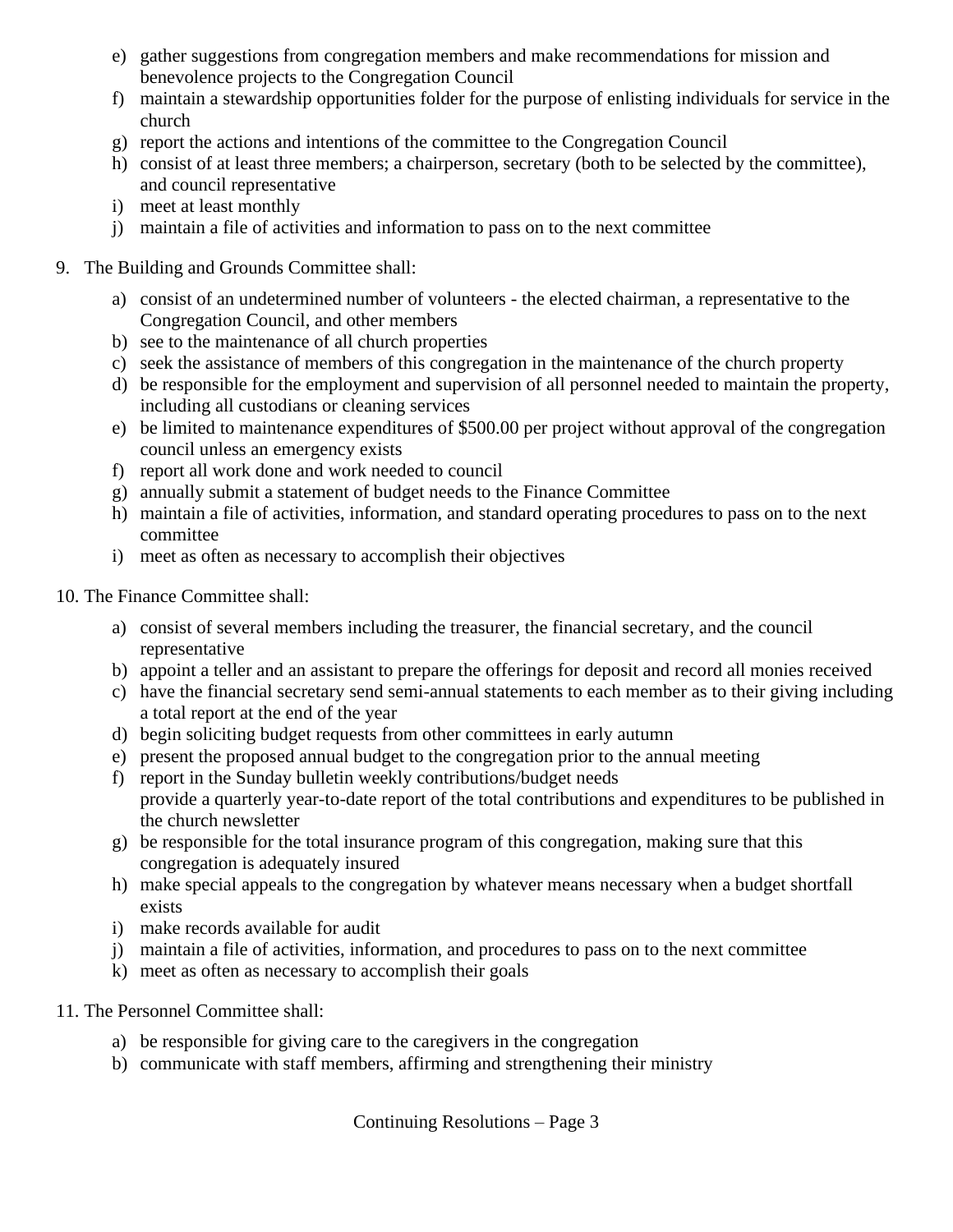e) gather suggestions from congregation members and make recommendations for mission and benevolence projects to the Congregation Council
f) maintain a stewardship opportunities folder for the purpose of enlisting individuals for service in the church
g) report the actions and intentions of the committee to the Congregation Council
h) consist of at least three members; a chairperson, secretary (both to be selected by the committee), and council representative
i) meet at least monthly
j) maintain a file of activities and information to pass on to the next committee

9. The Building and Grounds Committee shall:

   a) consist of an undetermined number of volunteers - the elected chairman, a representative to the Congregation Council, and other members
   b) see to the maintenance of all church properties
   c) seek the assistance of members of this congregation in the maintenance of the church property
   d) be responsible for the employment and supervision of all personnel needed to maintain the property, including all custodians or cleaning services
   e) be limited to maintenance expenditures of $500.00 per project without approval of the congregation council unless an emergency exists
   f) report all work done and work needed to council
   g) annually submit a statement of budget needs to the Finance Committee
   h) maintain a file of activities, information, and standard operating procedures to pass on to the next committee
   i) meet as often as necessary to accomplish their objectives

10. The Finance Committee shall:

    a) consist of several members including the treasurer, the financial secretary, and the council representative
    b) appoint a teller and an assistant to prepare the offerings for deposit and record all monies received
    c) have the financial secretary send semi-annual statements to each member as to their giving including a total report at the end of the year
    d) begin soliciting budget requests from other committees in early autumn
    e) present the proposed annual budget to the congregation prior to the annual meeting
    f) report in the Sunday bulletin weekly contributions/budget needs
       provide a quarterly year-to-date report of the total contributions and expenditures to be published in the church newsletter
    g) be responsible for the total insurance program of this congregation, making sure that this congregation is adequately insured
    h) make special appeals to the congregation by whatever means necessary when a budget shortfall exists
    i) make records available for audit
    j) maintain a file of activities, information, and procedures to pass on to the next committee
    k) meet as often as necessary to accomplish their goals

11. The Personnel Committee shall:

    a) be responsible for giving care to the caregivers in the congregation
    b) communicate with staff members, affirming and strengthening their ministry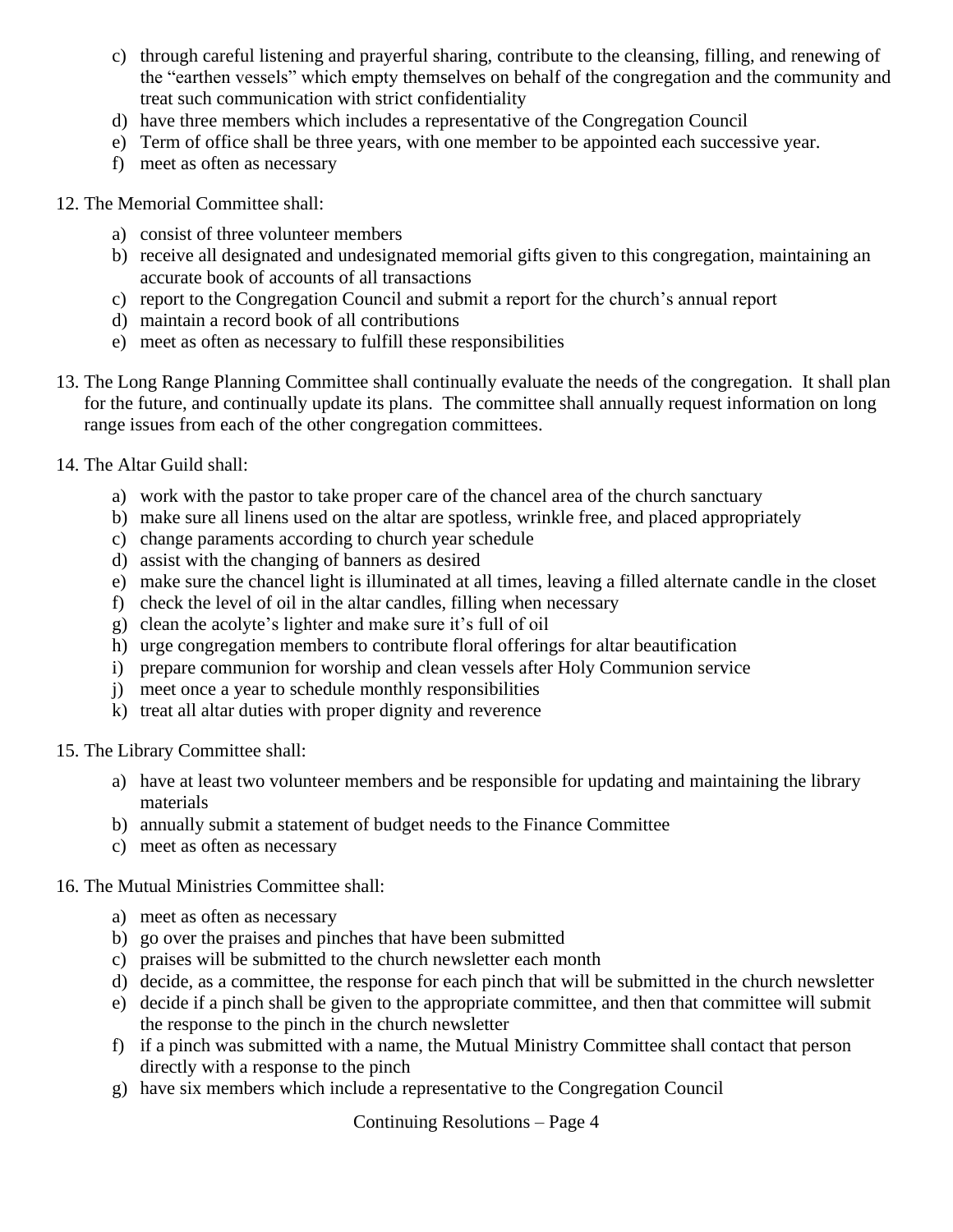c) through careful listening and prayerful sharing, contribute to the cleansing, filling, and renewing of the "earthen vessels" which empty themselves on behalf of the congregation and the community and treat such communication with strict confidentiality
d) have three members which includes a representative of the Congregation Council
e) Term of office shall be three years, with one member to be appointed each successive year.
f) meet as often as necessary

12. The Memorial Committee shall:

a) consist of three volunteer members
b) receive all designated and undesignated memorial gifts given to this congregation, maintaining an accurate book of accounts of all transactions
c) report to the Congregation Council and submit a report for the church's annual report
d) maintain a record book of all contributions
e) meet as often as necessary to fulfill these responsibilities

13. The Long Range Planning Committee shall continually evaluate the needs of the congregation. It shall plan for the future, and continually update its plans. The committee shall annually request information on long range issues from each of the other congregation committees.

14. The Altar Guild shall:

a) work with the pastor to take proper care of the chancel area of the church sanctuary
b) make sure all linens used on the altar are spotless, wrinkle free, and placed appropriately
c) change paraments according to church year schedule
d) assist with the changing of banners as desired
e) make sure the chancel light is illuminated at all times, leaving a filled alternate candle in the closet
f) check the level of oil in the altar candles, filling when necessary
g) clean the acolyte's lighter and make sure it's full of oil
h) urge congregation members to contribute floral offerings for altar beautification
i) prepare communion for worship and clean vessels after Holy Communion service
j) meet once a year to schedule monthly responsibilities
k) treat all altar duties with proper dignity and reverence

15. The Library Committee shall:

a) have at least two volunteer members and be responsible for updating and maintaining the library materials
b) annually submit a statement of budget needs to the Finance Committee
c) meet as often as necessary

16. The Mutual Ministries Committee shall:

a) meet as often as necessary
b) go over the praises and pinches that have been submitted
c) praises will be submitted to the church newsletter each month
d) decide, as a committee, the response for each pinch that will be submitted in the church newsletter
e) decide if a pinch shall be given to the appropriate committee, and then that committee will submit the response to the pinch in the church newsletter
f) if a pinch was submitted with a name, the Mutual Ministry Committee shall contact that person directly with a response to the pinch
g) have six members which include a representative to the Congregation Council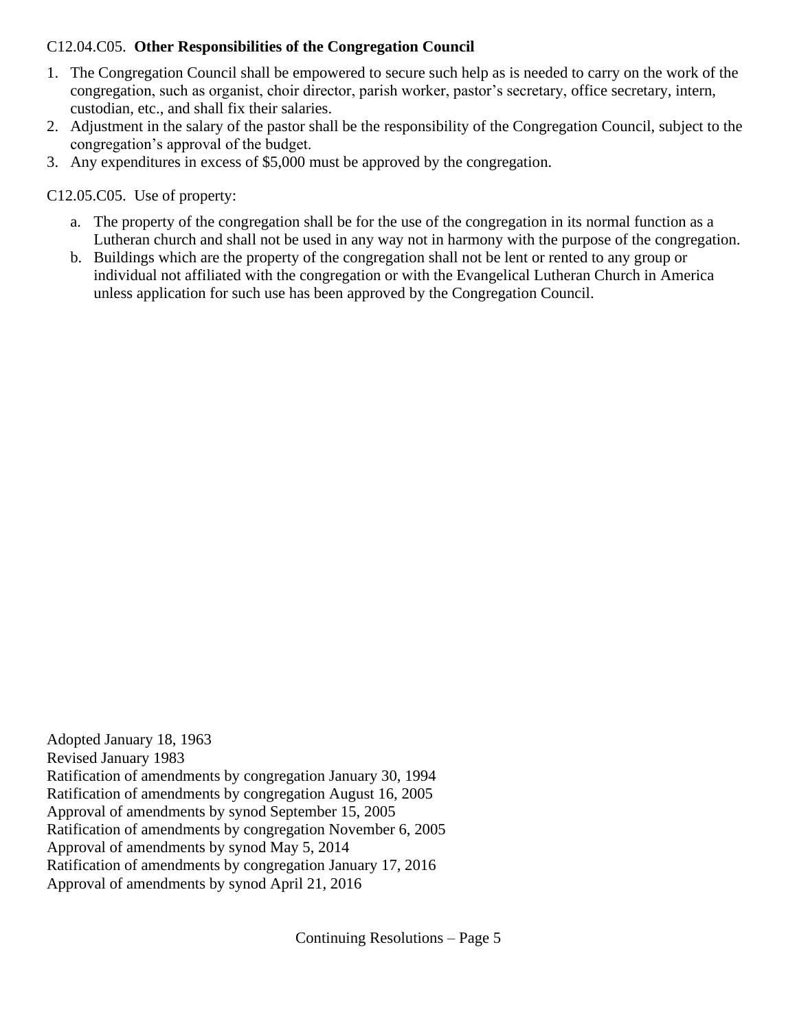C12.04.C05. **Other Responsibilities of the Congregation Council**

1. The Congregation Council shall be empowered to secure such help as is needed to carry on the work of the congregation, such as organist, choir director, parish worker, pastor's secretary, office secretary, intern, custodian, etc., and shall fix their salaries.
2. Adjustment in the salary of the pastor shall be the responsibility of the Congregation Council, subject to the congregation's approval of the budget.
3. Any expenditures in excess of $5,000 must be approved by the congregation.

C12.05.C05. Use of property:

a. The property of the congregation shall be for the use of the congregation in its normal function as a Lutheran church and shall not be used in any way not in harmony with the purpose of the congregation.
b. Buildings which are the property of the congregation shall not be lent or rented to any group or individual not affiliated with the congregation or with the Evangelical Lutheran Church in America unless application for such use has been approved by the Congregation Council.

Adopted January 18, 1963
Revised January 1983
Ratification of amendments by congregation January 30, 1994
Ratification of amendments by congregation August 16, 2005
Approval of amendments by synod September 15, 2005
Ratification of amendments by congregation November 6, 2005
Approval of amendments by synod May 5, 2014
Ratification of amendments by congregation January 17, 2016
Approval of amendments by synod April 21, 2016